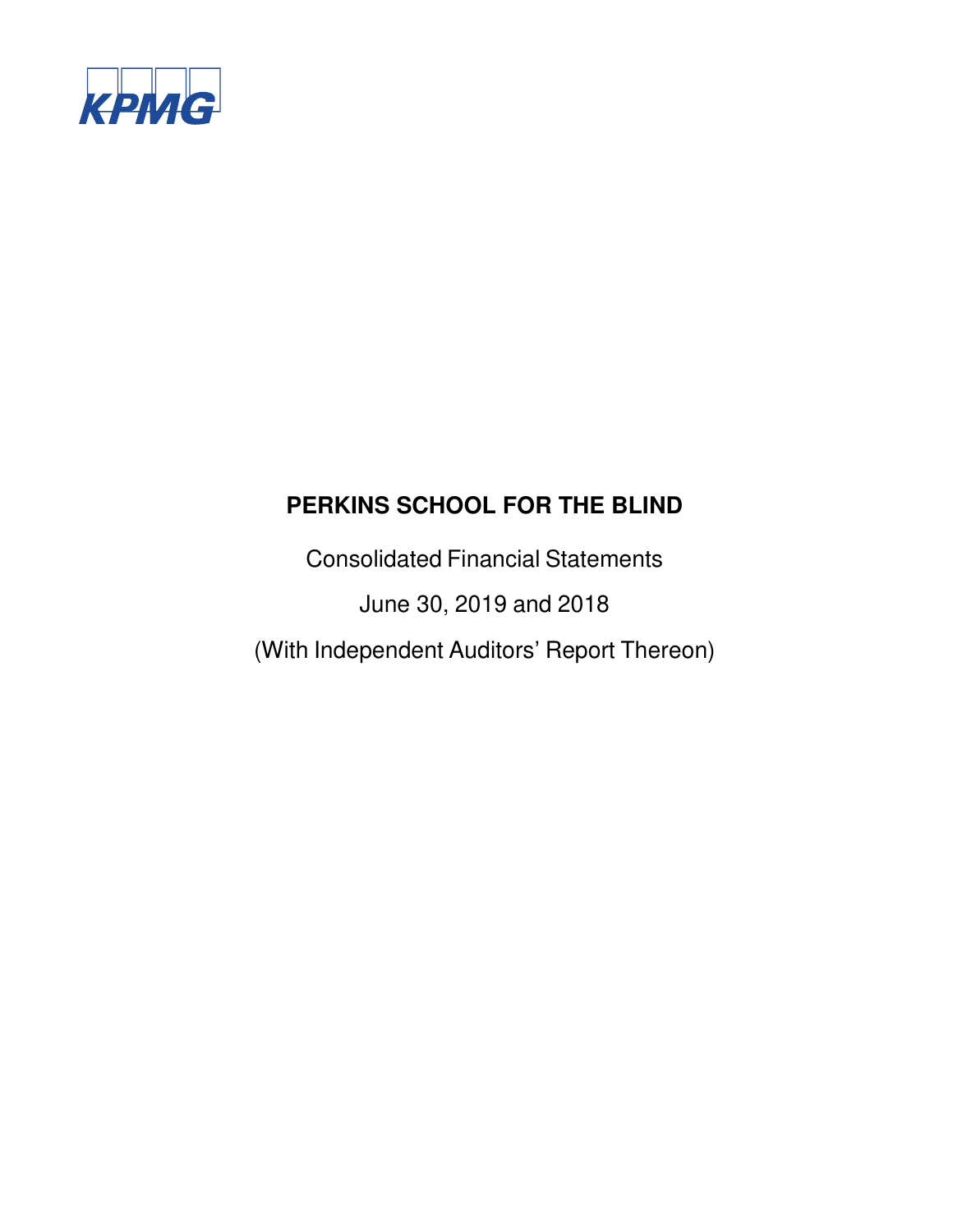KPMG

# PERKINS SCHOOL FOR THE BLIND

Consolidated Financial Statements

June 30, 2019 and 2018

(With Independent Auditors' Report Thereon)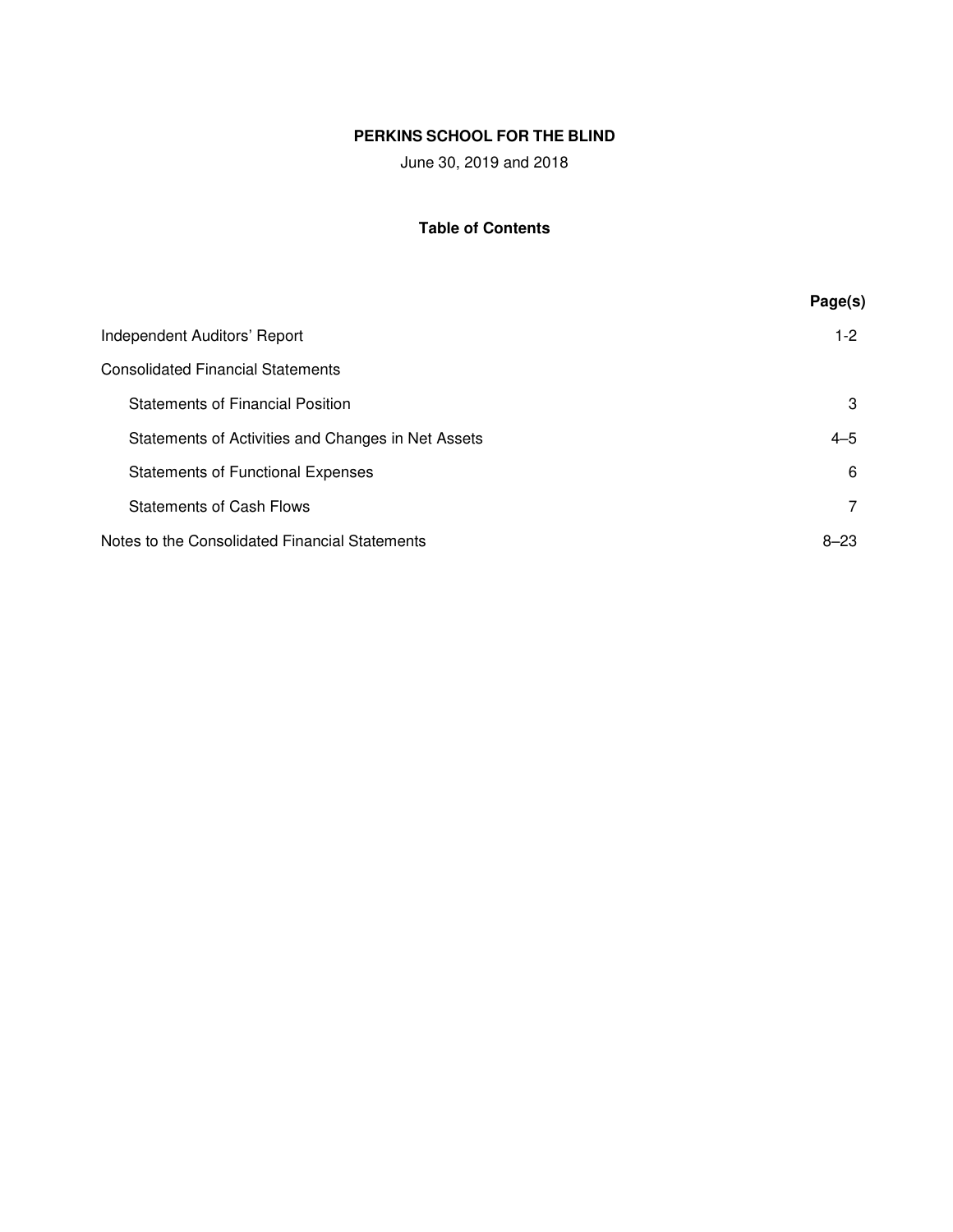# PERKINS SCHOOL FOR THE BLIND

June 30, 2019 and 2018

## Table of Contents

| | Page(s) |
|---|---|
| Independent Auditors' Report | 1-2 |
| Consolidated Financial Statements | |
| Statements of Financial Position | 3 |
| Statements of Activities and Changes in Net Assets | 4–5 |
| Statements of Functional Expenses | 6 |
| Statements of Cash Flows | 7 |
| Notes to the Consolidated Financial Statements | 8–23 |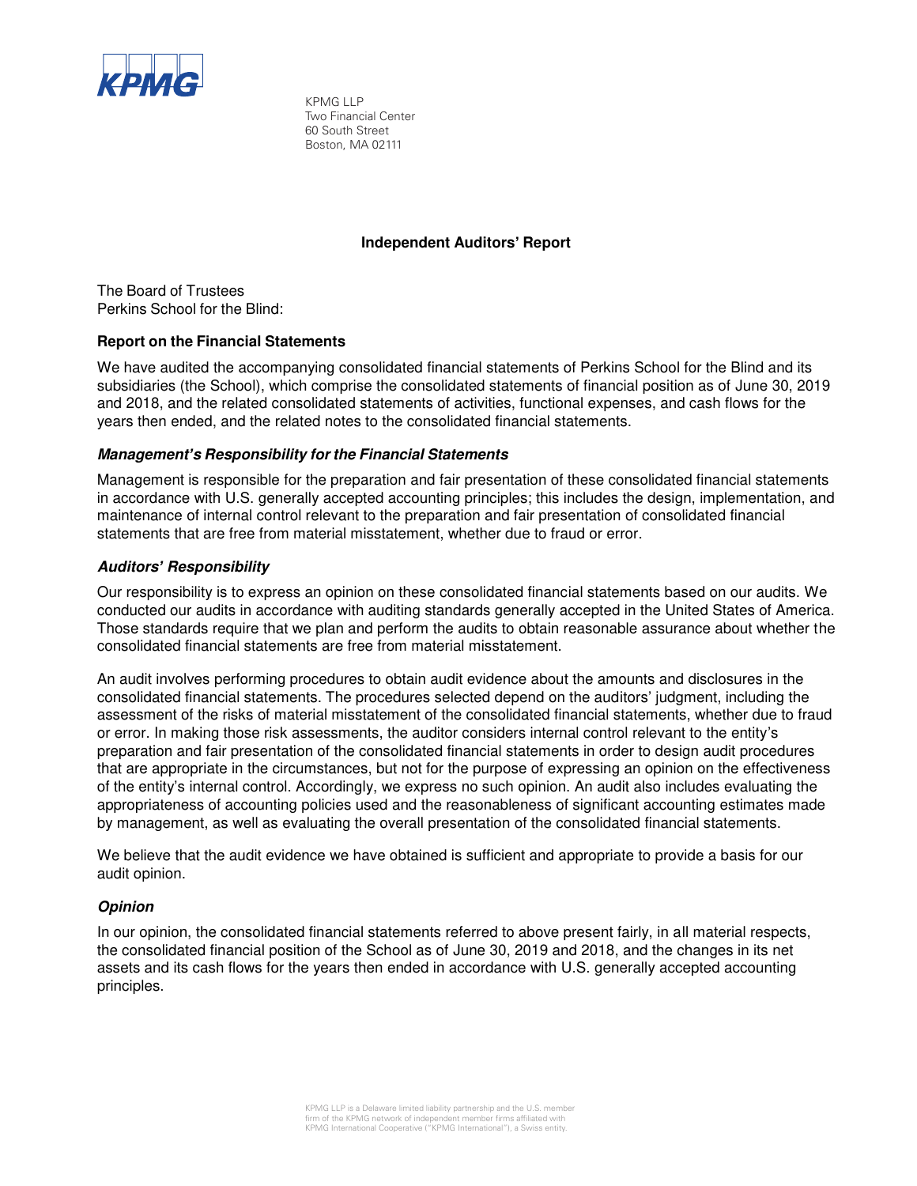KPMG LLP
Two Financial Center
60 South Street
Boston, MA 02111

## Independent Auditors' Report

The Board of Trustees
Perkins School for the Blind:

### Report on the Financial Statements

We have audited the accompanying consolidated financial statements of Perkins School for the Blind and its subsidiaries (the School), which comprise the consolidated statements of financial position as of June 30, 2019 and 2018, and the related consolidated statements of activities, functional expenses, and cash flows for the years then ended, and the related notes to the consolidated financial statements.

### *Management's Responsibility for the Financial Statements*

Management is responsible for the preparation and fair presentation of these consolidated financial statements in accordance with U.S. generally accepted accounting principles; this includes the design, implementation, and maintenance of internal control relevant to the preparation and fair presentation of consolidated financial statements that are free from material misstatement, whether due to fraud or error.

### *Auditors' Responsibility*

Our responsibility is to express an opinion on these consolidated financial statements based on our audits. We conducted our audits in accordance with auditing standards generally accepted in the United States of America. Those standards require that we plan and perform the audits to obtain reasonable assurance about whether the consolidated financial statements are free from material misstatement.

An audit involves performing procedures to obtain audit evidence about the amounts and disclosures in the consolidated financial statements. The procedures selected depend on the auditors' judgment, including the assessment of the risks of material misstatement of the consolidated financial statements, whether due to fraud or error. In making those risk assessments, the auditor considers internal control relevant to the entity's preparation and fair presentation of the consolidated financial statements in order to design audit procedures that are appropriate in the circumstances, but not for the purpose of expressing an opinion on the effectiveness of the entity's internal control. Accordingly, we express no such opinion. An audit also includes evaluating the appropriateness of accounting policies used and the reasonableness of significant accounting estimates made by management, as well as evaluating the overall presentation of the consolidated financial statements.

We believe that the audit evidence we have obtained is sufficient and appropriate to provide a basis for our audit opinion.

### *Opinion*

In our opinion, the consolidated financial statements referred to above present fairly, in all material respects, the consolidated financial position of the School as of June 30, 2019 and 2018, and the changes in its net assets and its cash flows for the years then ended in accordance with U.S. generally accepted accounting principles.

KPMG LLP is a Delaware limited liability partnership and the U.S. member firm of the KPMG network of independent member firms affiliated with KPMG International Cooperative ("KPMG International"), a Swiss entity.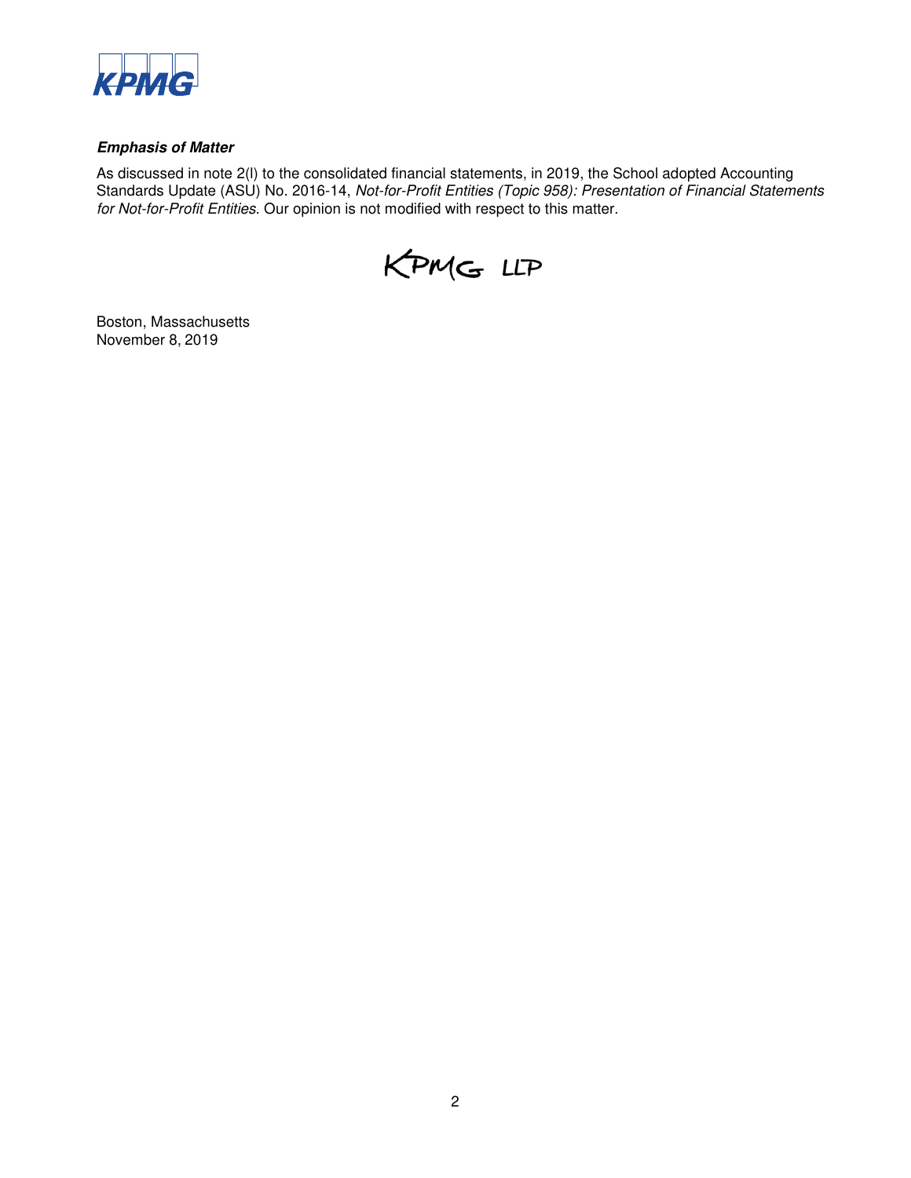### *Emphasis of Matter*

As discussed in note 2(l) to the consolidated financial statements, in 2019, the School adopted Accounting Standards Update (ASU) No. 2016-14, *Not-for-Profit Entities (Topic 958): Presentation of Financial Statements for Not-for-Profit Entities*. Our opinion is not modified with respect to this matter.

KPMG LLP

Boston, Massachusetts
November 8, 2019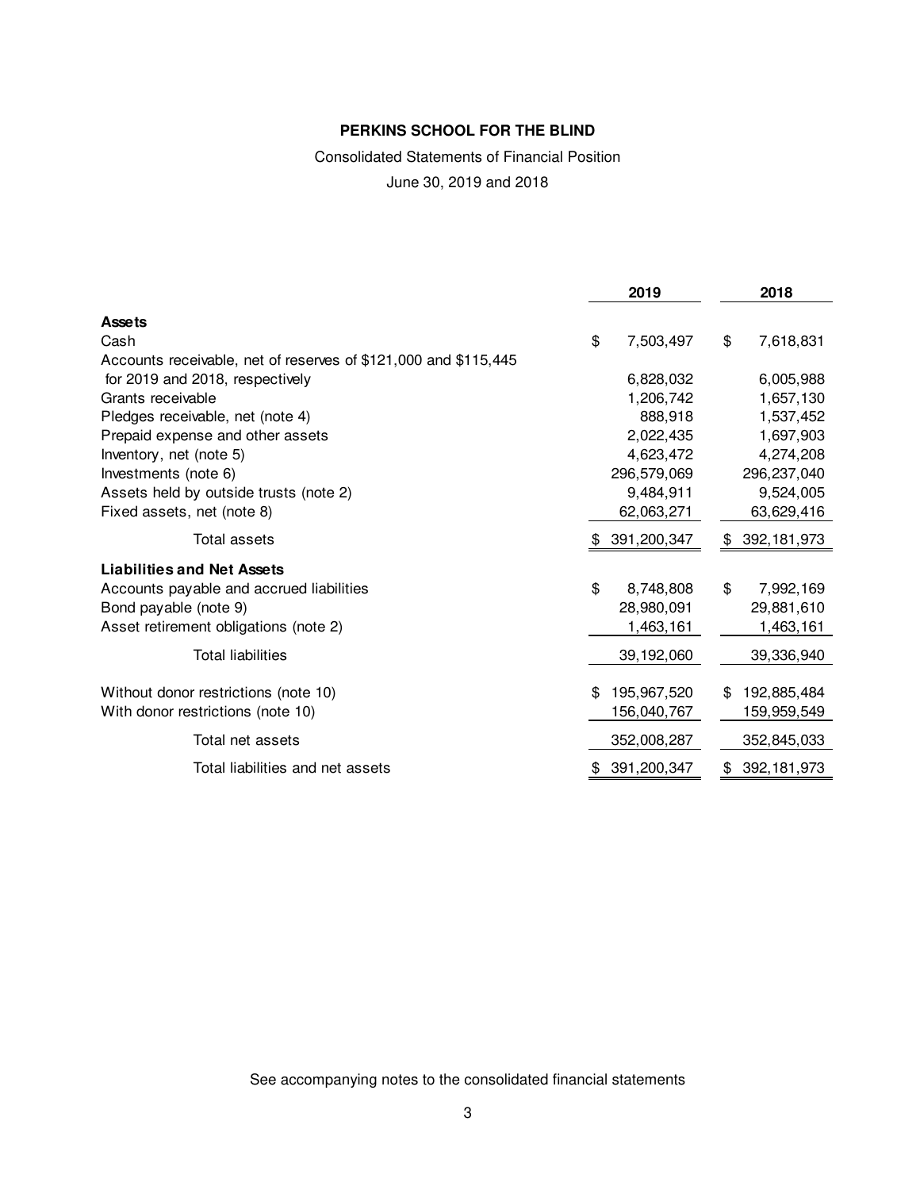**PERKINS SCHOOL FOR THE BLIND**

Consolidated Statements of Financial Position

June 30, 2019 and 2018

| | 2019 | 2018 |
|---|---|---|
| **Assets** | | |
| Cash | $ 7,503,497 | $ 7,618,831 |
| Accounts receivable, net of reserves of $121,000 and $115,445 for 2019 and 2018, respectively | 6,828,032 | 6,005,988 |
| Grants receivable | 1,206,742 | 1,657,130 |
| Pledges receivable, net (note 4) | 888,918 | 1,537,452 |
| Prepaid expense and other assets | 2,022,435 | 1,697,903 |
| Inventory, net (note 5) | 4,623,472 | 4,274,208 |
| Investments (note 6) | 296,579,069 | 296,237,040 |
| Assets held by outside trusts (note 2) | 9,484,911 | 9,524,005 |
| Fixed assets, net (note 8) | 62,063,271 | 63,629,416 |
| Total assets | $ 391,200,347 | $ 392,181,973 |
| **Liabilities and Net Assets** | | |
| Accounts payable and accrued liabilities | $ 8,748,808 | $ 7,992,169 |
| Bond payable (note 9) | 28,980,091 | 29,881,610 |
| Asset retirement obligations (note 2) | 1,463,161 | 1,463,161 |
| Total liabilities | 39,192,060 | 39,336,940 |
| Without donor restrictions (note 10) | $ 195,967,520 | $ 192,885,484 |
| With donor restrictions (note 10) | 156,040,767 | 159,959,549 |
| Total net assets | 352,008,287 | 352,845,033 |
| Total liabilities and net assets | $ 391,200,347 | $ 392,181,973 |

See accompanying notes to the consolidated financial statements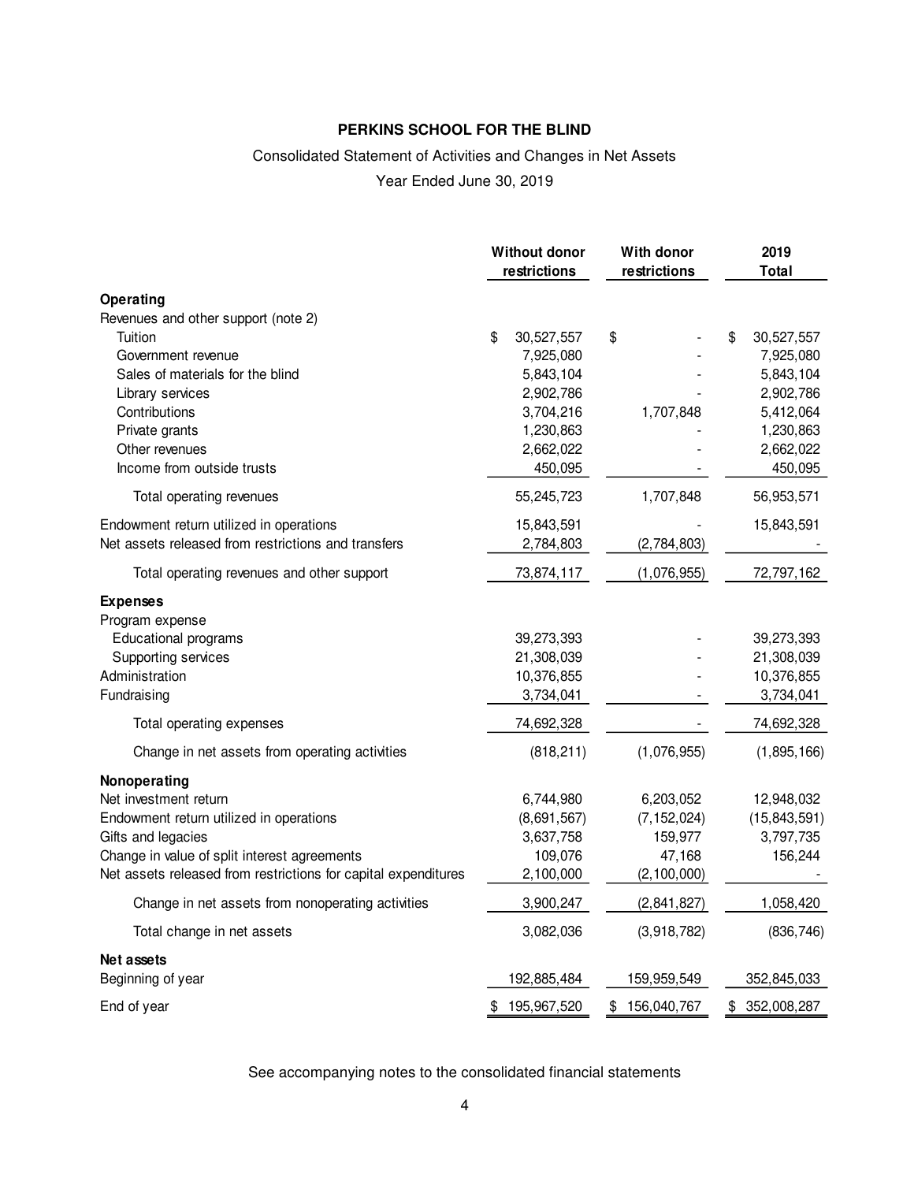# PERKINS SCHOOL FOR THE BLIND

Consolidated Statement of Activities and Changes in Net Assets

Year Ended June 30, 2019

| | Without donor restrictions | With donor restrictions | 2019 Total |
|---|---|---|---|
| **Operating** | | | |
| Revenues and other support (note 2) | | | |
| Tuition | $ 30,527,557 | $ - | $ 30,527,557 |
| Government revenue | 7,925,080 | - | 7,925,080 |
| Sales of materials for the blind | 5,843,104 | - | 5,843,104 |
| Library services | 2,902,786 | - | 2,902,786 |
| Contributions | 3,704,216 | 1,707,848 | 5,412,064 |
| Private grants | 1,230,863 | - | 1,230,863 |
| Other revenues | 2,662,022 | - | 2,662,022 |
| Income from outside trusts | 450,095 | - | 450,095 |
| Total operating revenues | 55,245,723 | 1,707,848 | 56,953,571 |
| Endowment return utilized in operations | 15,843,591 | - | 15,843,591 |
| Net assets released from restrictions and transfers | 2,784,803 | (2,784,803) | - |
| Total operating revenues and other support | 73,874,117 | (1,076,955) | 72,797,162 |
| **Expenses** | | | |
| Program expense | | | |
| Educational programs | 39,273,393 | - | 39,273,393 |
| Supporting services | 21,308,039 | - | 21,308,039 |
| Administration | 10,376,855 | - | 10,376,855 |
| Fundraising | 3,734,041 | - | 3,734,041 |
| Total operating expenses | 74,692,328 | - | 74,692,328 |
| Change in net assets from operating activities | (818,211) | (1,076,955) | (1,895,166) |
| **Nonoperating** | | | |
| Net investment return | 6,744,980 | 6,203,052 | 12,948,032 |
| Endowment return utilized in operations | (8,691,567) | (7,152,024) | (15,843,591) |
| Gifts and legacies | 3,637,758 | 159,977 | 3,797,735 |
| Change in value of split interest agreements | 109,076 | 47,168 | 156,244 |
| Net assets released from restrictions for capital expenditures | 2,100,000 | (2,100,000) | - |
| Change in net assets from nonoperating activities | 3,900,247 | (2,841,827) | 1,058,420 |
| Total change in net assets | 3,082,036 | (3,918,782) | (836,746) |
| **Net assets** | | | |
| Beginning of year | 192,885,484 | 159,959,549 | 352,845,033 |
| End of year | $ 195,967,520 | $ 156,040,767 | $ 352,008,287 |

See accompanying notes to the consolidated financial statements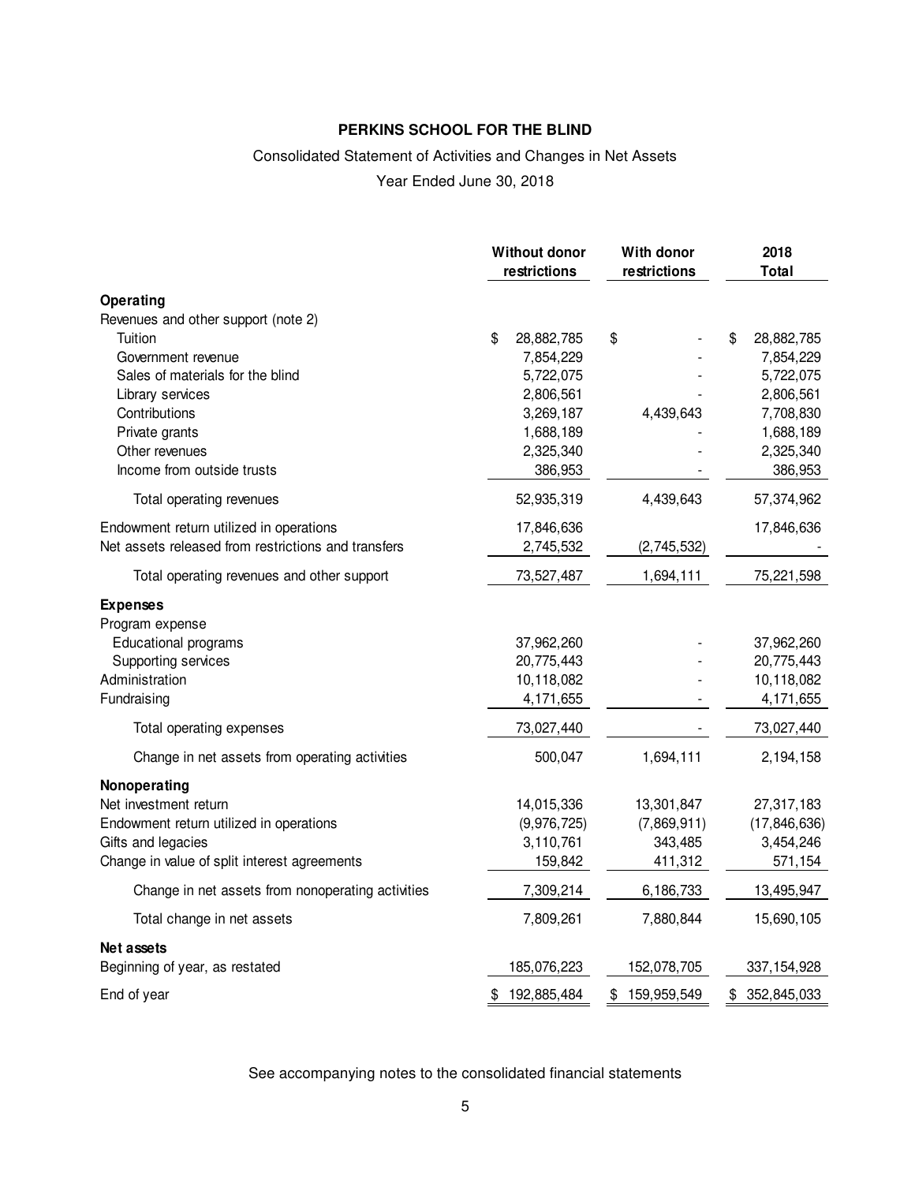# PERKINS SCHOOL FOR THE BLIND

Consolidated Statement of Activities and Changes in Net Assets

Year Ended June 30, 2018

| | Without donor restrictions | With donor restrictions | 2018 Total |
|---|---|---|---|
| **Operating** | | | |
| Revenues and other support (note 2) | | | |
| Tuition | $ 28,882,785 | $ - | $ 28,882,785 |
| Government revenue | 7,854,229 | - | 7,854,229 |
| Sales of materials for the blind | 5,722,075 | - | 5,722,075 |
| Library services | 2,806,561 | - | 2,806,561 |
| Contributions | 3,269,187 | 4,439,643 | 7,708,830 |
| Private grants | 1,688,189 | - | 1,688,189 |
| Other revenues | 2,325,340 | - | 2,325,340 |
| Income from outside trusts | 386,953 | - | 386,953 |
| Total operating revenues | 52,935,319 | 4,439,643 | 57,374,962 |
| Endowment return utilized in operations | 17,846,636 | | 17,846,636 |
| Net assets released from restrictions and transfers | 2,745,532 | (2,745,532) | - |
| Total operating revenues and other support | 73,527,487 | 1,694,111 | 75,221,598 |
| **Expenses** | | | |
| Program expense | | | |
| Educational programs | 37,962,260 | - | 37,962,260 |
| Supporting services | 20,775,443 | - | 20,775,443 |
| Administration | 10,118,082 | - | 10,118,082 |
| Fundraising | 4,171,655 | - | 4,171,655 |
| Total operating expenses | 73,027,440 | - | 73,027,440 |
| Change in net assets from operating activities | 500,047 | 1,694,111 | 2,194,158 |
| **Nonoperating** | | | |
| Net investment return | 14,015,336 | 13,301,847 | 27,317,183 |
| Endowment return utilized in operations | (9,976,725) | (7,869,911) | (17,846,636) |
| Gifts and legacies | 3,110,761 | 343,485 | 3,454,246 |
| Change in value of split interest agreements | 159,842 | 411,312 | 571,154 |
| Change in net assets from nonoperating activities | 7,309,214 | 6,186,733 | 13,495,947 |
| Total change in net assets | 7,809,261 | 7,880,844 | 15,690,105 |
| **Net assets** | | | |
| Beginning of year, as restated | 185,076,223 | 152,078,705 | 337,154,928 |
| End of year | $ 192,885,484 | $ 159,959,549 | $ 352,845,033 |

See accompanying notes to the consolidated financial statements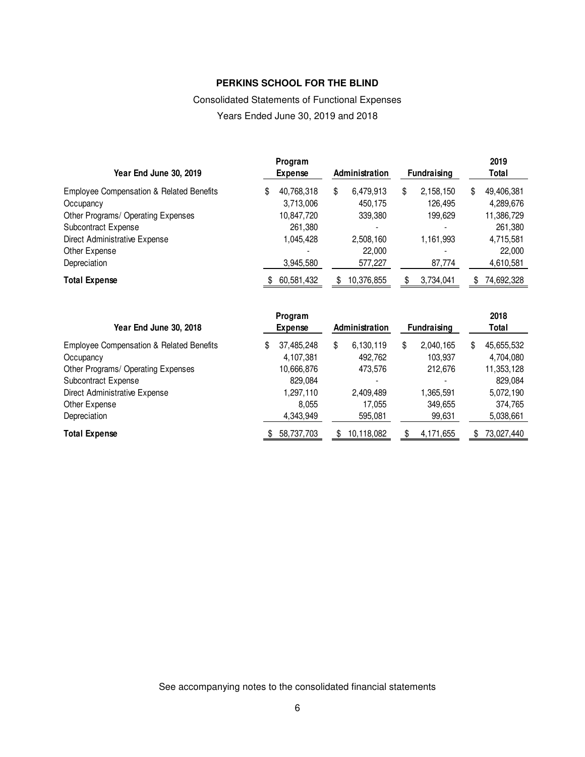**PERKINS SCHOOL FOR THE BLIND**

Consolidated Statements of Functional Expenses

Years Ended June 30, 2019 and 2018

| Year End June 30, 2019 | Program Expense | Administration | Fundraising | 2019 Total |
|---|---|---|---|---|
| Employee Compensation & Related Benefits | $ 40,768,318 | $ 6,479,913 | $ 2,158,150 | $ 49,406,381 |
| Occupancy | 3,713,006 | 450,175 | 126,495 | 4,289,676 |
| Other Programs/ Operating Expenses | 10,847,720 | 339,380 | 199,629 | 11,386,729 |
| Subcontract Expense | 261,380 | - | - | 261,380 |
| Direct Administrative Expense | 1,045,428 | 2,508,160 | 1,161,993 | 4,715,581 |
| Other Expense | - | 22,000 | - | 22,000 |
| Depreciation | 3,945,580 | 577,227 | 87,774 | 4,610,581 |
| **Total Expense** | $ 60,581,432 | $ 10,376,855 | $ 3,734,041 | $ 74,692,328 |

| Year End June 30, 2018 | Program Expense | Administration | Fundraising | 2018 Total |
|---|---|---|---|---|
| Employee Compensation & Related Benefits | $ 37,485,248 | $ 6,130,119 | $ 2,040,165 | $ 45,655,532 |
| Occupancy | 4,107,381 | 492,762 | 103,937 | 4,704,080 |
| Other Programs/ Operating Expenses | 10,666,876 | 473,576 | 212,676 | 11,353,128 |
| Subcontract Expense | 829,084 | - | - | 829,084 |
| Direct Administrative Expense | 1,297,110 | 2,409,489 | 1,365,591 | 5,072,190 |
| Other Expense | 8,055 | 17,055 | 349,655 | 374,765 |
| Depreciation | 4,343,949 | 595,081 | 99,631 | 5,038,661 |
| **Total Expense** | $ 58,737,703 | $ 10,118,082 | $ 4,171,655 | $ 73,027,440 |

See accompanying notes to the consolidated financial statements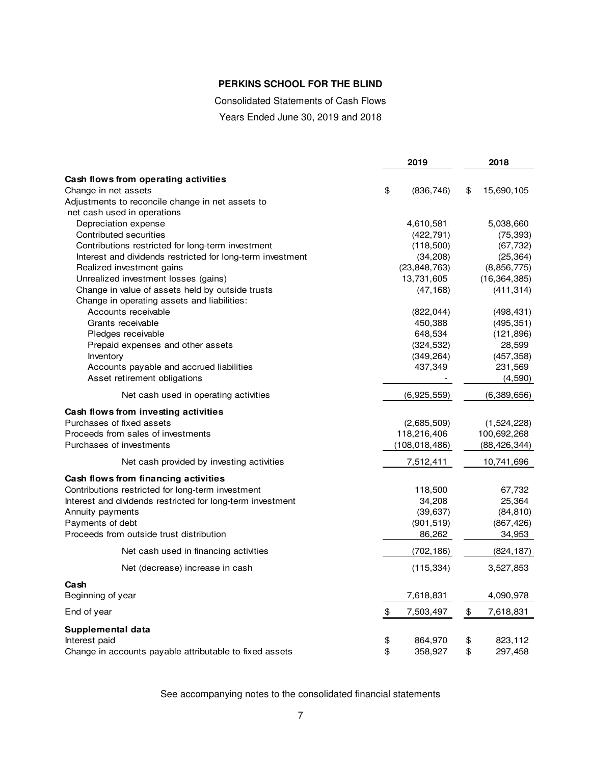**PERKINS SCHOOL FOR THE BLIND**

Consolidated Statements of Cash Flows

Years Ended June 30, 2019 and 2018

| | 2019 | 2018 |
|---|---|---|
| **Cash flows from operating activities** | | |
| Change in net assets | $ (836,746) | $ 15,690,105 |
| Adjustments to reconcile change in net assets to net cash used in operations | | |
| Depreciation expense | 4,610,581 | 5,038,660 |
| Contributed securities | (422,791) | (75,393) |
| Contributions restricted for long-term investment | (118,500) | (67,732) |
| Interest and dividends restricted for long-term investment | (34,208) | (25,364) |
| Realized investment gains | (23,848,763) | (8,856,775) |
| Unrealized investment losses (gains) | 13,731,605 | (16,364,385) |
| Change in value of assets held by outside trusts | (47,168) | (411,314) |
| Change in operating assets and liabilities: | | |
| Accounts receivable | (822,044) | (498,431) |
| Grants receivable | 450,388 | (495,351) |
| Pledges receivable | 648,534 | (121,896) |
| Prepaid expenses and other assets | (324,532) | 28,599 |
| Inventory | (349,264) | (457,358) |
| Accounts payable and accrued liabilities | 437,349 | 231,569 |
| Asset retirement obligations | - | (4,590) |
| Net cash used in operating activities | (6,925,559) | (6,389,656) |
| **Cash flows from investing activities** | | |
| Purchases of fixed assets | (2,685,509) | (1,524,228) |
| Proceeds from sales of investments | 118,216,406 | 100,692,268 |
| Purchases of investments | (108,018,486) | (88,426,344) |
| Net cash provided by investing activities | 7,512,411 | 10,741,696 |
| **Cash flows from financing activities** | | |
| Contributions restricted for long-term investment | 118,500 | 67,732 |
| Interest and dividends restricted for long-term investment | 34,208 | 25,364 |
| Annuity payments | (39,637) | (84,810) |
| Payments of debt | (901,519) | (867,426) |
| Proceeds from outside trust distribution | 86,262 | 34,953 |
| Net cash used in financing activities | (702,186) | (824,187) |
| Net (decrease) increase in cash | (115,334) | 3,527,853 |
| **Cash** | | |
| Beginning of year | 7,618,831 | 4,090,978 |
| End of year | $ 7,503,497 | $ 7,618,831 |
| **Supplemental data** | | |
| Interest paid | $ 864,970 | $ 823,112 |
| Change in accounts payable attributable to fixed assets | $ 358,927 | $ 297,458 |

See accompanying notes to the consolidated financial statements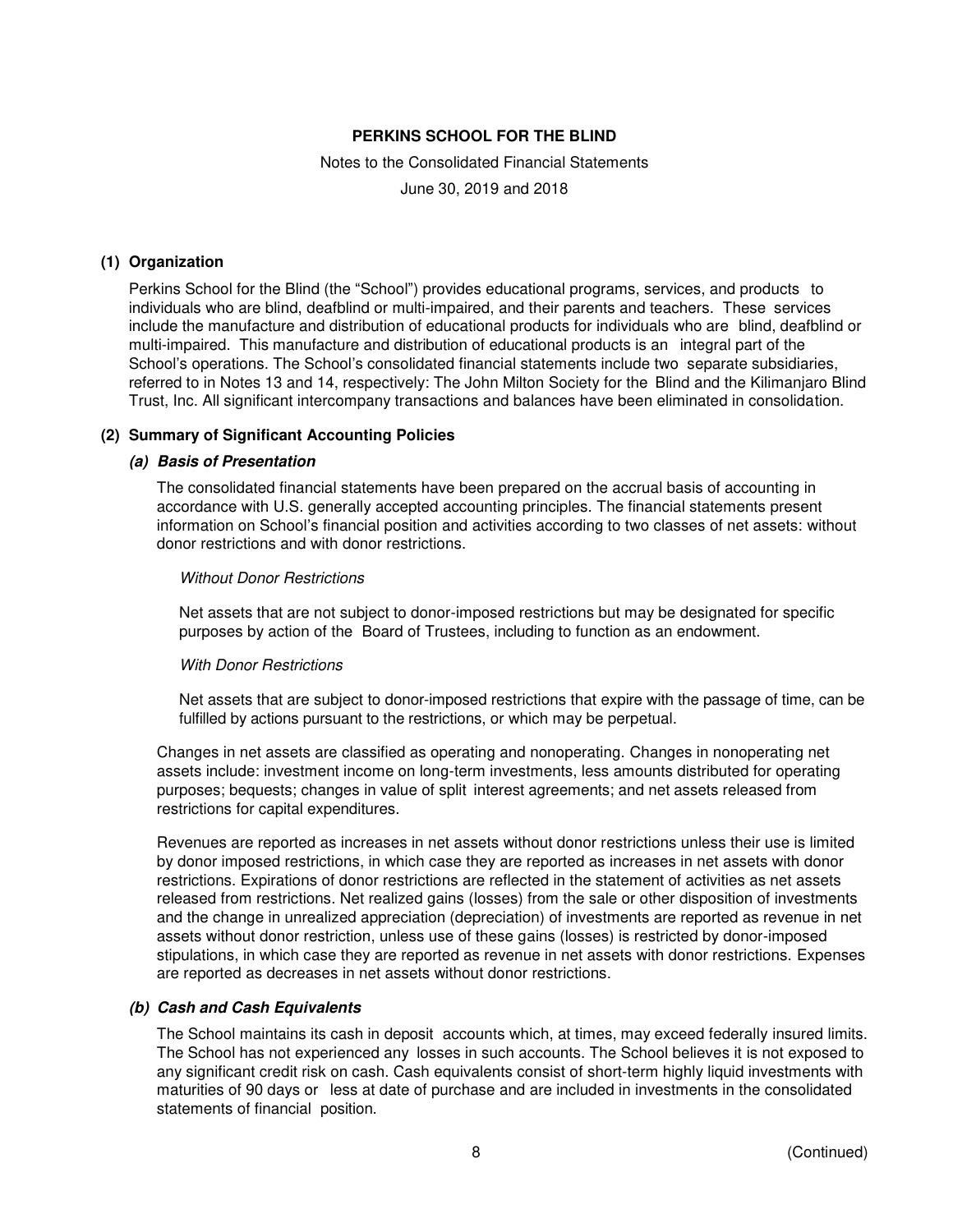# PERKINS SCHOOL FOR THE BLIND

Notes to the Consolidated Financial Statements

June 30, 2019 and 2018

## (1) Organization

Perkins School for the Blind (the "School") provides educational programs, services, and products to individuals who are blind, deafblind or multi-impaired, and their parents and teachers. These services include the manufacture and distribution of educational products for individuals who are blind, deafblind or multi-impaired. This manufacture and distribution of educational products is an integral part of the School's operations. The School's consolidated financial statements include two separate subsidiaries, referred to in Notes 13 and 14, respectively: The John Milton Society for the Blind and the Kilimanjaro Blind Trust, Inc. All significant intercompany transactions and balances have been eliminated in consolidation.

## (2) Summary of Significant Accounting Policies

### *(a) Basis of Presentation*

The consolidated financial statements have been prepared on the accrual basis of accounting in accordance with U.S. generally accepted accounting principles. The financial statements present information on School's financial position and activities according to two classes of net assets: without donor restrictions and with donor restrictions.

*Without Donor Restrictions*

Net assets that are not subject to donor-imposed restrictions but may be designated for specific purposes by action of the Board of Trustees, including to function as an endowment.

*With Donor Restrictions*

Net assets that are subject to donor-imposed restrictions that expire with the passage of time, can be fulfilled by actions pursuant to the restrictions, or which may be perpetual.

Changes in net assets are classified as operating and nonoperating. Changes in nonoperating net assets include: investment income on long-term investments, less amounts distributed for operating purposes; bequests; changes in value of split interest agreements; and net assets released from restrictions for capital expenditures.

Revenues are reported as increases in net assets without donor restrictions unless their use is limited by donor imposed restrictions, in which case they are reported as increases in net assets with donor restrictions. Expirations of donor restrictions are reflected in the statement of activities as net assets released from restrictions. Net realized gains (losses) from the sale or other disposition of investments and the change in unrealized appreciation (depreciation) of investments are reported as revenue in net assets without donor restriction, unless use of these gains (losses) is restricted by donor-imposed stipulations, in which case they are reported as revenue in net assets with donor restrictions. Expenses are reported as decreases in net assets without donor restrictions.

### *(b) Cash and Cash Equivalents*

The School maintains its cash in deposit accounts which, at times, may exceed federally insured limits. The School has not experienced any losses in such accounts. The School believes it is not exposed to any significant credit risk on cash. Cash equivalents consist of short-term highly liquid investments with maturities of 90 days or less at date of purchase and are included in investments in the consolidated statements of financial position.

(Continued)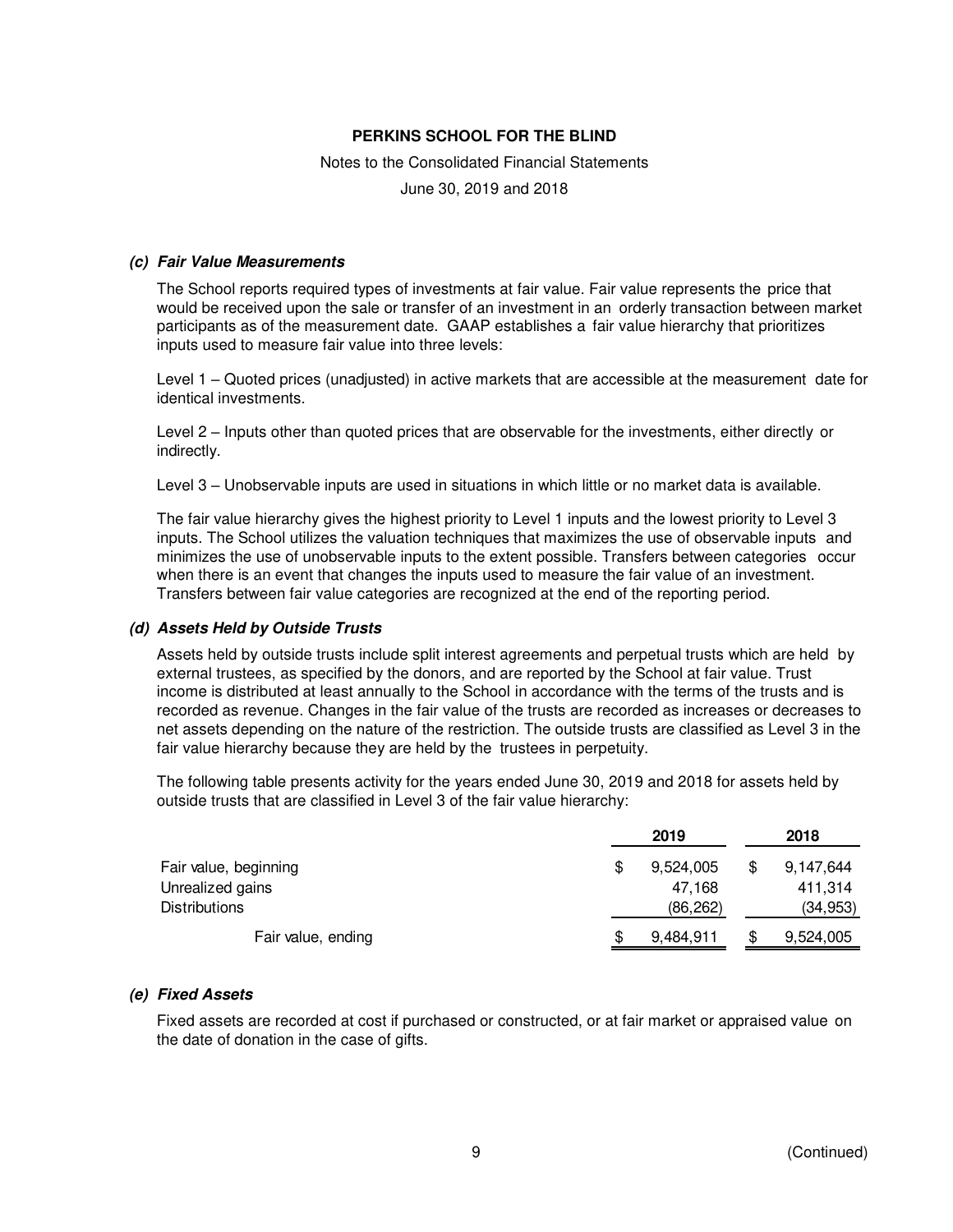PERKINS SCHOOL FOR THE BLIND

Notes to the Consolidated Financial Statements

June 30, 2019 and 2018

***(c) Fair Value Measurements***

The School reports required types of investments at fair value. Fair value represents the price that would be received upon the sale or transfer of an investment in an orderly transaction between market participants as of the measurement date. GAAP establishes a fair value hierarchy that prioritizes inputs used to measure fair value into three levels:

Level 1 – Quoted prices (unadjusted) in active markets that are accessible at the measurement date for identical investments.

Level 2 – Inputs other than quoted prices that are observable for the investments, either directly or indirectly.

Level 3 – Unobservable inputs are used in situations in which little or no market data is available.

The fair value hierarchy gives the highest priority to Level 1 inputs and the lowest priority to Level 3 inputs. The School utilizes the valuation techniques that maximizes the use of observable inputs and minimizes the use of unobservable inputs to the extent possible. Transfers between categories occur when there is an event that changes the inputs used to measure the fair value of an investment. Transfers between fair value categories are recognized at the end of the reporting period.

***(d) Assets Held by Outside Trusts***

Assets held by outside trusts include split interest agreements and perpetual trusts which are held by external trustees, as specified by the donors, and are reported by the School at fair value. Trust income is distributed at least annually to the School in accordance with the terms of the trusts and is recorded as revenue. Changes in the fair value of the trusts are recorded as increases or decreases to net assets depending on the nature of the restriction. The outside trusts are classified as Level 3 in the fair value hierarchy because they are held by the trustees in perpetuity.

The following table presents activity for the years ended June 30, 2019 and 2018 for assets held by outside trusts that are classified in Level 3 of the fair value hierarchy:

| | 2019 | 2018 |
|---|---|---|
| Fair value, beginning | $ 9,524,005 | $ 9,147,644 |
| Unrealized gains | 47,168 | 411,314 |
| Distributions | (86,262) | (34,953) |
| Fair value, ending | $ 9,484,911 | $ 9,524,005 |

***(e) Fixed Assets***

Fixed assets are recorded at cost if purchased or constructed, or at fair market or appraised value on the date of donation in the case of gifts.

(Continued)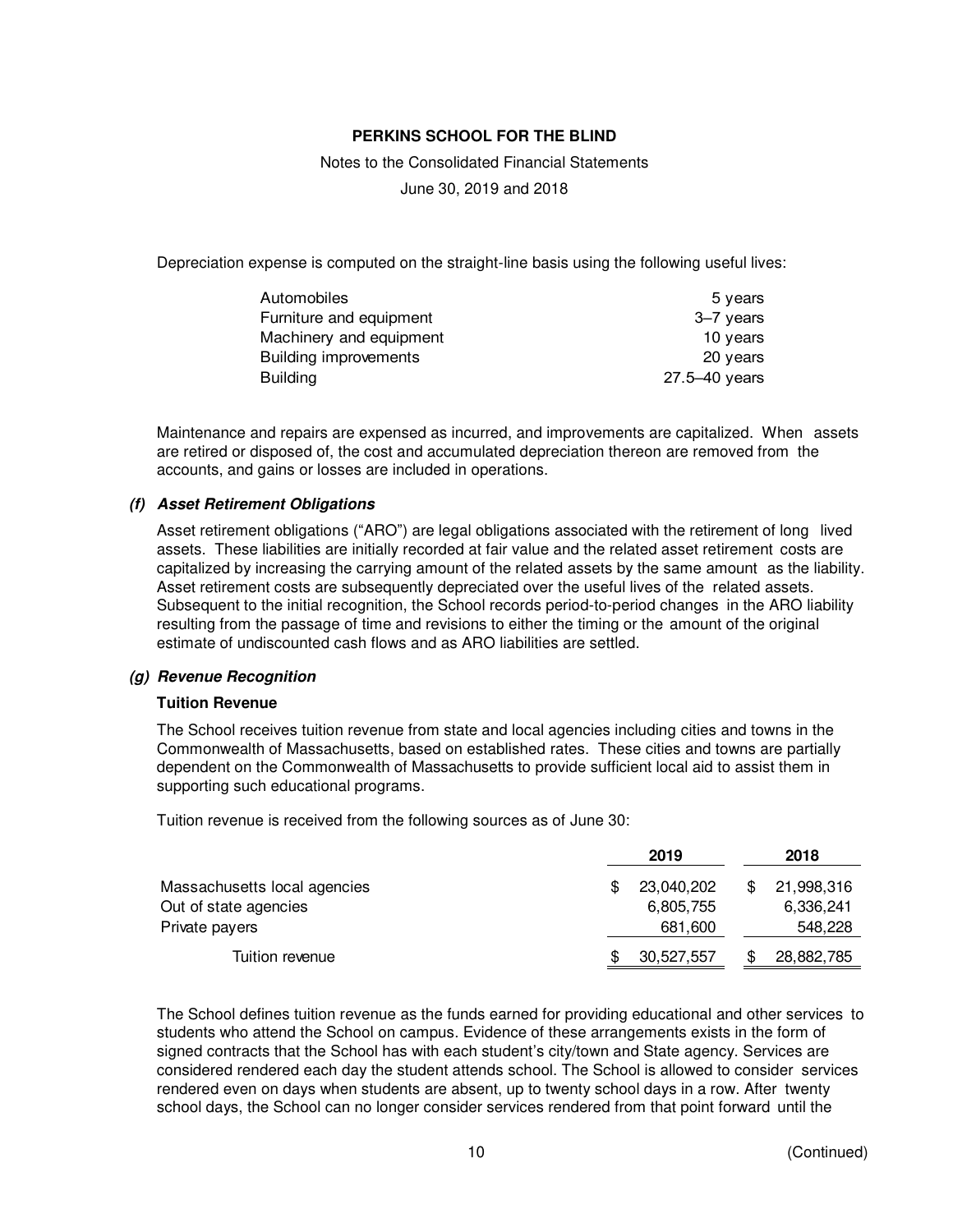Depreciation expense is computed on the straight-line basis using the following useful lives:

| | |
|---|---|
| Automobiles | 5 years |
| Furniture and equipment | 3–7 years |
| Machinery and equipment | 10 years |
| Building improvements | 20 years |
| Building | 27.5–40 years |

Maintenance and repairs are expensed as incurred, and improvements are capitalized. When assets are retired or disposed of, the cost and accumulated depreciation thereon are removed from the accounts, and gains or losses are included in operations.

### *(f) Asset Retirement Obligations*

Asset retirement obligations ("ARO") are legal obligations associated with the retirement of long lived assets. These liabilities are initially recorded at fair value and the related asset retirement costs are capitalized by increasing the carrying amount of the related assets by the same amount as the liability. Asset retirement costs are subsequently depreciated over the useful lives of the related assets. Subsequent to the initial recognition, the School records period-to-period changes in the ARO liability resulting from the passage of time and revisions to either the timing or the amount of the original estimate of undiscounted cash flows and as ARO liabilities are settled.

### *(g) Revenue Recognition*

**Tuition Revenue**

The School receives tuition revenue from state and local agencies including cities and towns in the Commonwealth of Massachusetts, based on established rates. These cities and towns are partially dependent on the Commonwealth of Massachusetts to provide sufficient local aid to assist them in supporting such educational programs.

Tuition revenue is received from the following sources as of June 30:

| | 2019 | 2018 |
|---|---|---|
| Massachusetts local agencies | $ 23,040,202 | $ 21,998,316 |
| Out of state agencies | 6,805,755 | 6,336,241 |
| Private payers | 681,600 | 548,228 |
| Tuition revenue | $ 30,527,557 | $ 28,882,785 |

The School defines tuition revenue as the funds earned for providing educational and other services to students who attend the School on campus. Evidence of these arrangements exists in the form of signed contracts that the School has with each student's city/town and State agency. Services are considered rendered each day the student attends school. The School is allowed to consider services rendered even on days when students are absent, up to twenty school days in a row. After twenty school days, the School can no longer consider services rendered from that point forward until the

(Continued)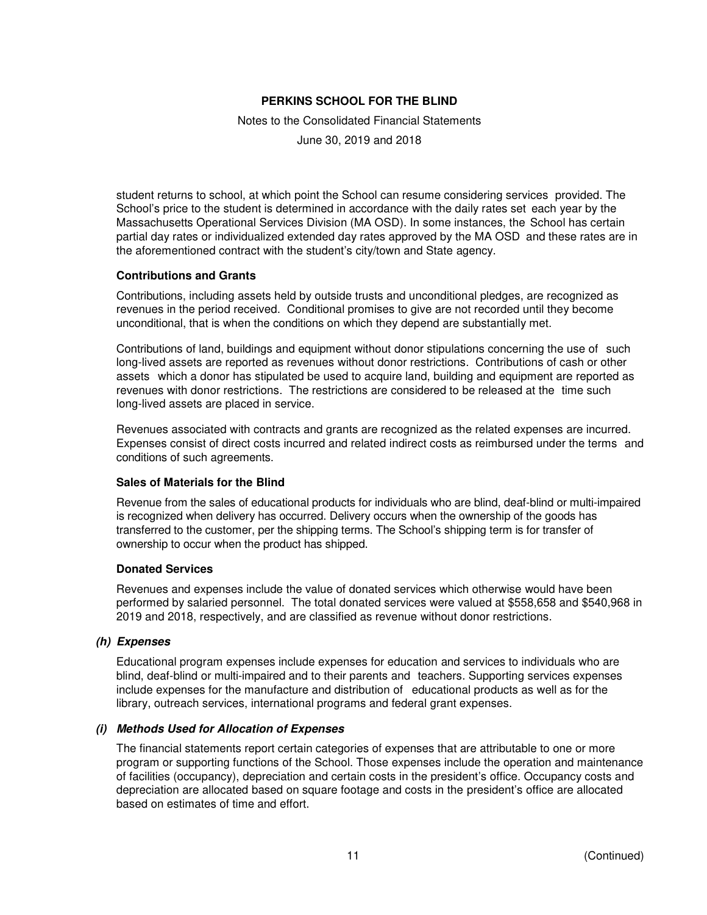student returns to school, at which point the School can resume considering services provided. The School's price to the student is determined in accordance with the daily rates set each year by the Massachusetts Operational Services Division (MA OSD). In some instances, the School has certain partial day rates or individualized extended day rates approved by the MA OSD and these rates are in the aforementioned contract with the student's city/town and State agency.

**Contributions and Grants**

Contributions, including assets held by outside trusts and unconditional pledges, are recognized as revenues in the period received. Conditional promises to give are not recorded until they become unconditional, that is when the conditions on which they depend are substantially met.

Contributions of land, buildings and equipment without donor stipulations concerning the use of such long-lived assets are reported as revenues without donor restrictions. Contributions of cash or other assets which a donor has stipulated be used to acquire land, building and equipment are reported as revenues with donor restrictions. The restrictions are considered to be released at the time such long-lived assets are placed in service.

Revenues associated with contracts and grants are recognized as the related expenses are incurred. Expenses consist of direct costs incurred and related indirect costs as reimbursed under the terms and conditions of such agreements.

**Sales of Materials for the Blind**

Revenue from the sales of educational products for individuals who are blind, deaf-blind or multi-impaired is recognized when delivery has occurred. Delivery occurs when the ownership of the goods has transferred to the customer, per the shipping terms. The School's shipping term is for transfer of ownership to occur when the product has shipped.

**Donated Services**

Revenues and expenses include the value of donated services which otherwise would have been performed by salaried personnel. The total donated services were valued at $558,658 and $540,968 in 2019 and 2018, respectively, and are classified as revenue without donor restrictions.

***(h) Expenses***

Educational program expenses include expenses for education and services to individuals who are blind, deaf-blind or multi-impaired and to their parents and teachers. Supporting services expenses include expenses for the manufacture and distribution of educational products as well as for the library, outreach services, international programs and federal grant expenses.

***(i) Methods Used for Allocation of Expenses***

The financial statements report certain categories of expenses that are attributable to one or more program or supporting functions of the School. Those expenses include the operation and maintenance of facilities (occupancy), depreciation and certain costs in the president's office. Occupancy costs and depreciation are allocated based on square footage and costs in the president's office are allocated based on estimates of time and effort.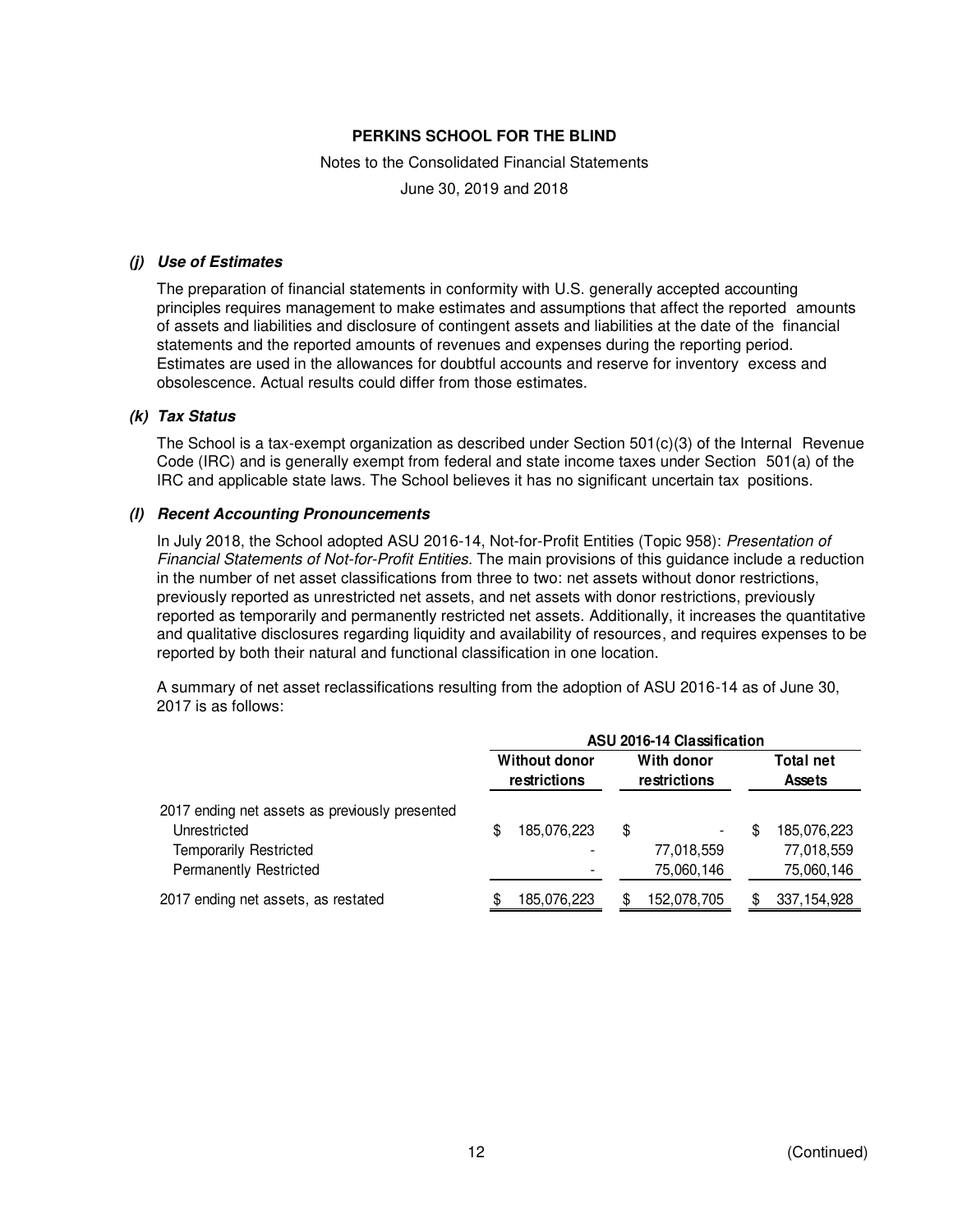# PERKINS SCHOOL FOR THE BLIND

Notes to the Consolidated Financial Statements

June 30, 2019 and 2018

### *(j) Use of Estimates*

The preparation of financial statements in conformity with U.S. generally accepted accounting principles requires management to make estimates and assumptions that affect the reported amounts of assets and liabilities and disclosure of contingent assets and liabilities at the date of the financial statements and the reported amounts of revenues and expenses during the reporting period. Estimates are used in the allowances for doubtful accounts and reserve for inventory excess and obsolescence. Actual results could differ from those estimates.

### *(k) Tax Status*

The School is a tax-exempt organization as described under Section 501(c)(3) of the Internal Revenue Code (IRC) and is generally exempt from federal and state income taxes under Section 501(a) of the IRC and applicable state laws. The School believes it has no significant uncertain tax positions.

### *(l) Recent Accounting Pronouncements*

In July 2018, the School adopted ASU 2016-14, Not-for-Profit Entities (Topic 958): *Presentation of Financial Statements of Not-for-Profit Entities.* The main provisions of this guidance include a reduction in the number of net asset classifications from three to two: net assets without donor restrictions, previously reported as unrestricted net assets, and net assets with donor restrictions, previously reported as temporarily and permanently restricted net assets. Additionally, it increases the quantitative and qualitative disclosures regarding liquidity and availability of resources, and requires expenses to be reported by both their natural and functional classification in one location.

A summary of net asset reclassifications resulting from the adoption of ASU 2016-14 as of June 30, 2017 is as follows:

| | ASU 2016-14 Classification | | |
|---|---|---|---|
| | Without donor restrictions | With donor restrictions | Total net Assets |
| 2017 ending net assets as previously presented | | | |
| Unrestricted | $ 185,076,223 | $ - | $ 185,076,223 |
| Temporarily Restricted | - | 77,018,559 | 77,018,559 |
| Permanently Restricted | - | 75,060,146 | 75,060,146 |
| 2017 ending net assets, as restated | $ 185,076,223 | $ 152,078,705 | $ 337,154,928 |

(Continued)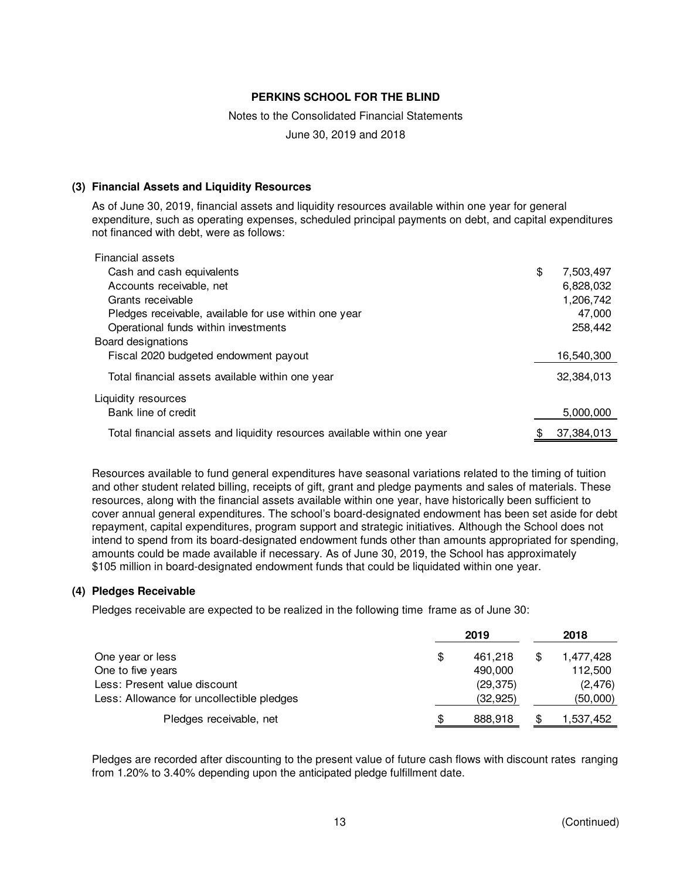**PERKINS SCHOOL FOR THE BLIND**

Notes to the Consolidated Financial Statements

June 30, 2019 and 2018

## (3) Financial Assets and Liquidity Resources

As of June 30, 2019, financial assets and liquidity resources available within one year for general expenditure, such as operating expenses, scheduled principal payments on debt, and capital expenditures not financed with debt, were as follows:

| | |
|---|---|
| Financial assets | |
| Cash and cash equivalents | $ 7,503,497 |
| Accounts receivable, net | 6,828,032 |
| Grants receivable | 1,206,742 |
| Pledges receivable, available for use within one year | 47,000 |
| Operational funds within investments | 258,442 |
| Board designations | |
| Fiscal 2020 budgeted endowment payout | 16,540,300 |
| Total financial assets available within one year | 32,384,013 |
| Liquidity resources | |
| Bank line of credit | 5,000,000 |
| Total financial assets and liquidity resources available within one year | $ 37,384,013 |

Resources available to fund general expenditures have seasonal variations related to the timing of tuition and other student related billing, receipts of gift, grant and pledge payments and sales of materials. These resources, along with the financial assets available within one year, have historically been sufficient to cover annual general expenditures. The school's board-designated endowment has been set aside for debt repayment, capital expenditures, program support and strategic initiatives. Although the School does not intend to spend from its board-designated endowment funds other than amounts appropriated for spending, amounts could be made available if necessary. As of June 30, 2019, the School has approximately $105 million in board-designated endowment funds that could be liquidated within one year.

## (4) Pledges Receivable

Pledges receivable are expected to be realized in the following time frame as of June 30:

| | 2019 | 2018 |
|---|---|---|
| One year or less | $ 461,218 | $ 1,477,428 |
| One to five years | 490,000 | 112,500 |
| Less: Present value discount | (29,375) | (2,476) |
| Less: Allowance for uncollectible pledges | (32,925) | (50,000) |
| Pledges receivable, net | $ 888,918 | $ 1,537,452 |

Pledges are recorded after discounting to the present value of future cash flows with discount rates ranging from 1.20% to 3.40% depending upon the anticipated pledge fulfillment date.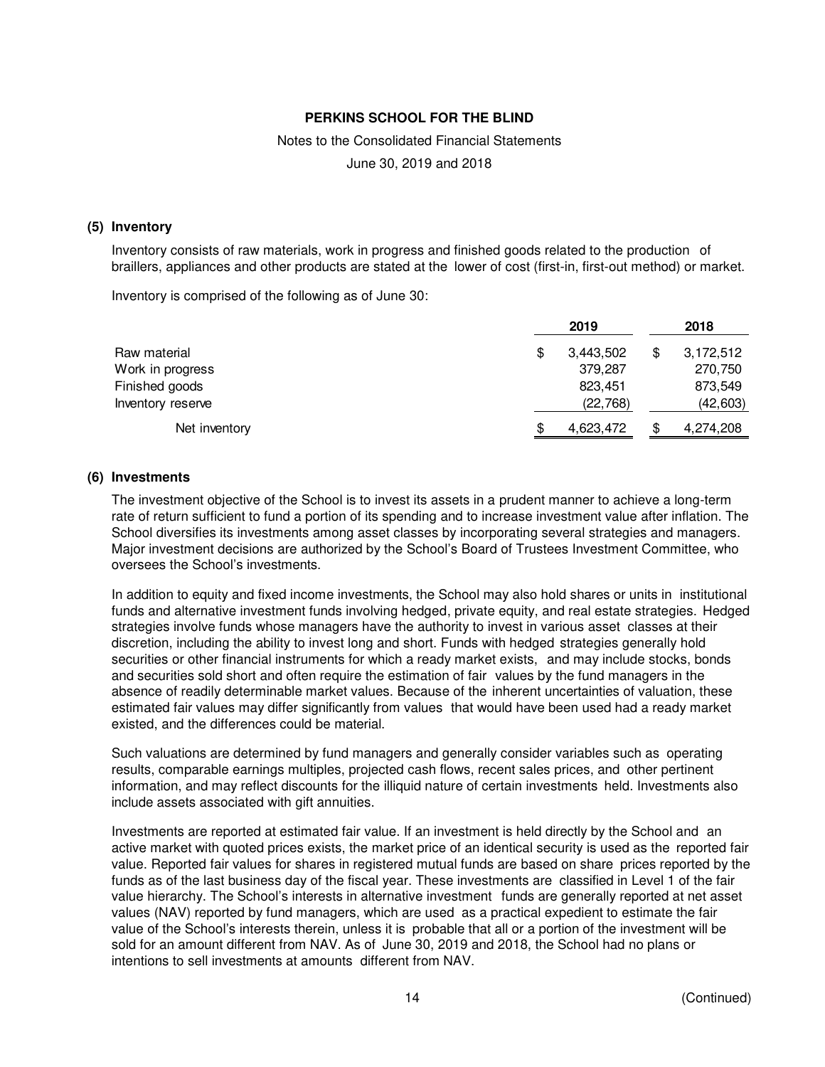**PERKINS SCHOOL FOR THE BLIND**

Notes to the Consolidated Financial Statements

June 30, 2019 and 2018

### (5) Inventory

Inventory consists of raw materials, work in progress and finished goods related to the production of braillers, appliances and other products are stated at the lower of cost (first-in, first-out method) or market.

Inventory is comprised of the following as of June 30:

| | 2019 | 2018 |
|---|---|---|
| Raw material | $ 3,443,502 | $ 3,172,512 |
| Work in progress | 379,287 | 270,750 |
| Finished goods | 823,451 | 873,549 |
| Inventory reserve | (22,768) | (42,603) |
| Net inventory | $ 4,623,472 | $ 4,274,208 |

### (6) Investments

The investment objective of the School is to invest its assets in a prudent manner to achieve a long-term rate of return sufficient to fund a portion of its spending and to increase investment value after inflation. The School diversifies its investments among asset classes by incorporating several strategies and managers. Major investment decisions are authorized by the School's Board of Trustees Investment Committee, who oversees the School's investments.

In addition to equity and fixed income investments, the School may also hold shares or units in institutional funds and alternative investment funds involving hedged, private equity, and real estate strategies. Hedged strategies involve funds whose managers have the authority to invest in various asset classes at their discretion, including the ability to invest long and short. Funds with hedged strategies generally hold securities or other financial instruments for which a ready market exists, and may include stocks, bonds and securities sold short and often require the estimation of fair values by the fund managers in the absence of readily determinable market values. Because of the inherent uncertainties of valuation, these estimated fair values may differ significantly from values that would have been used had a ready market existed, and the differences could be material.

Such valuations are determined by fund managers and generally consider variables such as operating results, comparable earnings multiples, projected cash flows, recent sales prices, and other pertinent information, and may reflect discounts for the illiquid nature of certain investments held. Investments also include assets associated with gift annuities.

Investments are reported at estimated fair value. If an investment is held directly by the School and an active market with quoted prices exists, the market price of an identical security is used as the reported fair value. Reported fair values for shares in registered mutual funds are based on share prices reported by the funds as of the last business day of the fiscal year. These investments are classified in Level 1 of the fair value hierarchy. The School's interests in alternative investment funds are generally reported at net asset values (NAV) reported by fund managers, which are used as a practical expedient to estimate the fair value of the School's interests therein, unless it is probable that all or a portion of the investment will be sold for an amount different from NAV. As of June 30, 2019 and 2018, the School had no plans or intentions to sell investments at amounts different from NAV.

(Continued)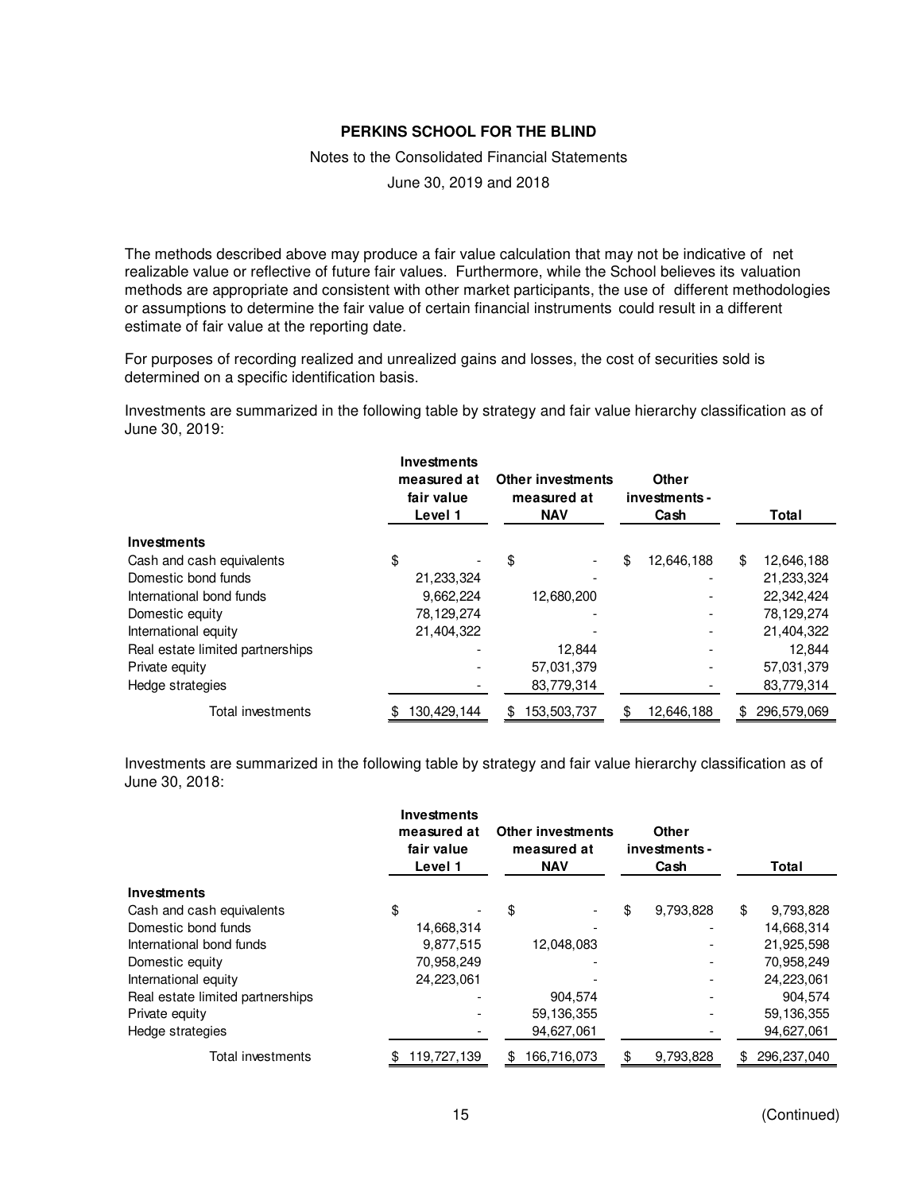**PERKINS SCHOOL FOR THE BLIND**

Notes to the Consolidated Financial Statements

June 30, 2019 and 2018

The methods described above may produce a fair value calculation that may not be indicative of net realizable value or reflective of future fair values. Furthermore, while the School believes its valuation methods are appropriate and consistent with other market participants, the use of different methodologies or assumptions to determine the fair value of certain financial instruments could result in a different estimate of fair value at the reporting date.

For purposes of recording realized and unrealized gains and losses, the cost of securities sold is determined on a specific identification basis.

Investments are summarized in the following table by strategy and fair value hierarchy classification as of June 30, 2019:

| | Investments measured at fair value Level 1 | Other investments measured at NAV | Other investments - Cash | Total |
|---|---|---|---|---|
| **Investments** | | | | |
| Cash and cash equivalents | $ - | $ - | $ 12,646,188 | $ 12,646,188 |
| Domestic bond funds | 21,233,324 | - | - | 21,233,324 |
| International bond funds | 9,662,224 | 12,680,200 | - | 22,342,424 |
| Domestic equity | 78,129,274 | - | - | 78,129,274 |
| International equity | 21,404,322 | - | - | 21,404,322 |
| Real estate limited partnerships | - | 12,844 | - | 12,844 |
| Private equity | - | 57,031,379 | - | 57,031,379 |
| Hedge strategies | - | 83,779,314 | - | 83,779,314 |
| Total investments | $ 130,429,144 | $ 153,503,737 | $ 12,646,188 | $ 296,579,069 |

Investments are summarized in the following table by strategy and fair value hierarchy classification as of June 30, 2018:

| | Investments measured at fair value Level 1 | Other investments measured at NAV | Other investments - Cash | Total |
|---|---|---|---|---|
| **Investments** | | | | |
| Cash and cash equivalents | $ - | $ - | $ 9,793,828 | $ 9,793,828 |
| Domestic bond funds | 14,668,314 | - | - | 14,668,314 |
| International bond funds | 9,877,515 | 12,048,083 | - | 21,925,598 |
| Domestic equity | 70,958,249 | - | - | 70,958,249 |
| International equity | 24,223,061 | - | - | 24,223,061 |
| Real estate limited partnerships | - | 904,574 | - | 904,574 |
| Private equity | - | 59,136,355 | - | 59,136,355 |
| Hedge strategies | - | 94,627,061 | - | 94,627,061 |
| Total investments | $ 119,727,139 | $ 166,716,073 | $ 9,793,828 | $ 296,237,040 |

(Continued)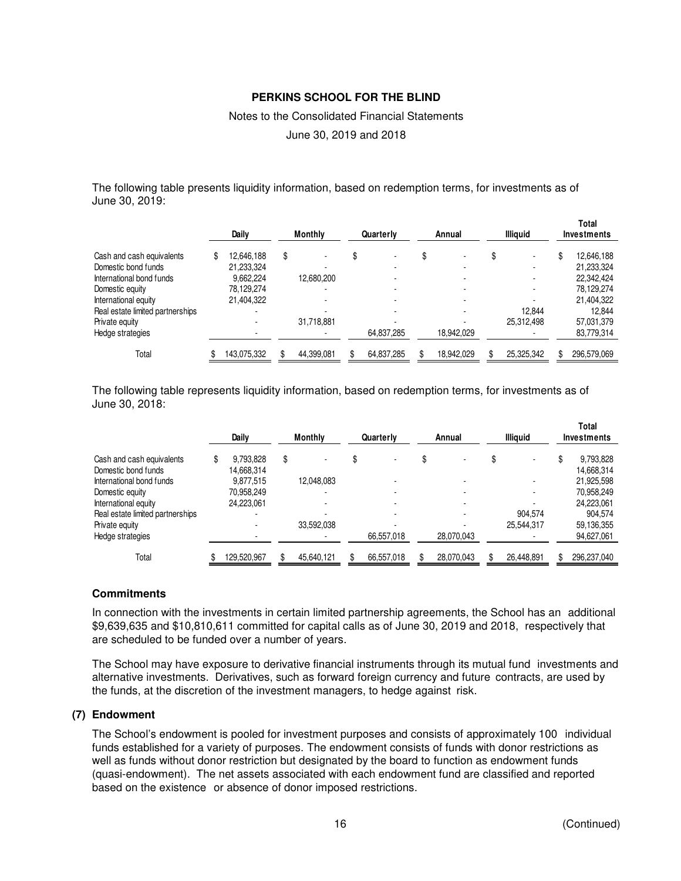The following table presents liquidity information, based on redemption terms, for investments as of June 30, 2019:

| | Daily | Monthly | Quarterly | Annual | Illiquid | Total Investments |
|---|---|---|---|---|---|---|
| Cash and cash equivalents | $ 12,646,188 | $ - | $ - | $ - | $ - | $ 12,646,188 |
| Domestic bond funds | 21,233,324 | - | - | - | - | 21,233,324 |
| International bond funds | 9,662,224 | 12,680,200 | - | - | - | 22,342,424 |
| Domestic equity | 78,129,274 | - | - | - | - | 78,129,274 |
| International equity | 21,404,322 | - | - | - | - | 21,404,322 |
| Real estate limited partnerships | - | - | - | - | 12,844 | 12,844 |
| Private equity | - | 31,718,881 | - | - | 25,312,498 | 57,031,379 |
| Hedge strategies | - | - | 64,837,285 | 18,942,029 | - | 83,779,314 |
| Total | $ 143,075,332 | $ 44,399,081 | $ 64,837,285 | $ 18,942,029 | $ 25,325,342 | $ 296,579,069 |

The following table represents liquidity information, based on redemption terms, for investments as of June 30, 2018:

| | Daily | Monthly | Quarterly | Annual | Illiquid | Total Investments |
|---|---|---|---|---|---|---|
| Cash and cash equivalents | $ 9,793,828 | $ - | $ - | $ - | $ - | $ 9,793,828 |
| Domestic bond funds | 14,668,314 | | | | | 14,668,314 |
| International bond funds | 9,877,515 | 12,048,083 | - | - | - | 21,925,598 |
| Domestic equity | 70,958,249 | - | - | - | - | 70,958,249 |
| International equity | 24,223,061 | - | - | - | - | 24,223,061 |
| Real estate limited partnerships | - | - | - | - | 904,574 | 904,574 |
| Private equity | - | 33,592,038 | - | - | 25,544,317 | 59,136,355 |
| Hedge strategies | - | - | 66,557,018 | 28,070,043 | - | 94,627,061 |
| Total | $ 129,520,967 | $ 45,640,121 | $ 66,557,018 | $ 28,070,043 | $ 26,448,891 | $ 296,237,040 |

### Commitments

In connection with the investments in certain limited partnership agreements, the School has an additional $9,639,635 and $10,810,611 committed for capital calls as of June 30, 2019 and 2018, respectively that are scheduled to be funded over a number of years.

The School may have exposure to derivative financial instruments through its mutual fund investments and alternative investments. Derivatives, such as forward foreign currency and future contracts, are used by the funds, at the discretion of the investment managers, to hedge against risk.

## (7) Endowment

The School's endowment is pooled for investment purposes and consists of approximately 100 individual funds established for a variety of purposes. The endowment consists of funds with donor restrictions as well as funds without donor restriction but designated by the board to function as endowment funds (quasi-endowment). The net assets associated with each endowment fund are classified and reported based on the existence or absence of donor imposed restrictions.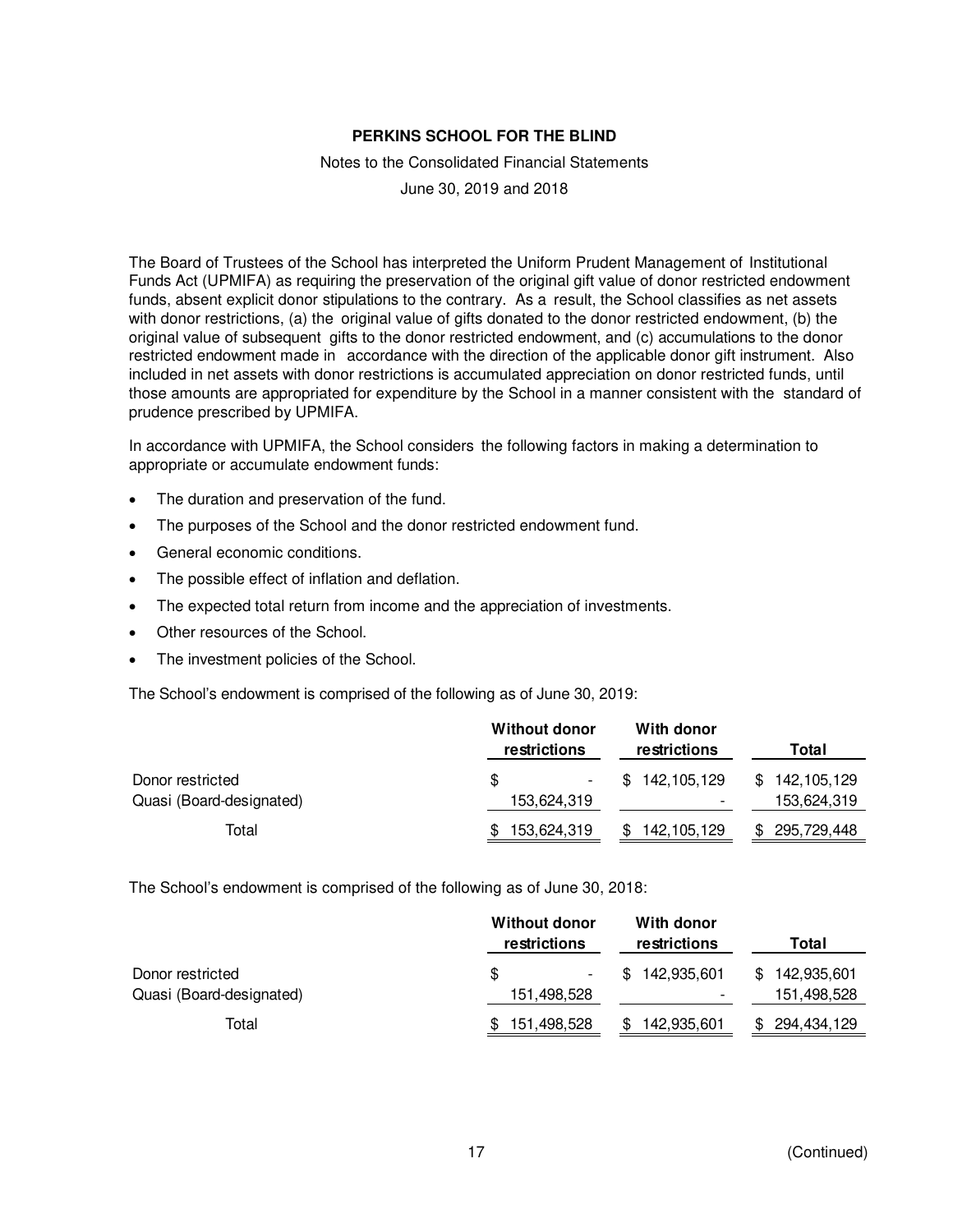The Board of Trustees of the School has interpreted the Uniform Prudent Management of Institutional Funds Act (UPMIFA) as requiring the preservation of the original gift value of donor restricted endowment funds, absent explicit donor stipulations to the contrary. As a result, the School classifies as net assets with donor restrictions, (a) the original value of gifts donated to the donor restricted endowment, (b) the original value of subsequent gifts to the donor restricted endowment, and (c) accumulations to the donor restricted endowment made in accordance with the direction of the applicable donor gift instrument. Also included in net assets with donor restrictions is accumulated appreciation on donor restricted funds, until those amounts are appropriated for expenditure by the School in a manner consistent with the standard of prudence prescribed by UPMIFA.

In accordance with UPMIFA, the School considers the following factors in making a determination to appropriate or accumulate endowment funds:

- The duration and preservation of the fund.
- The purposes of the School and the donor restricted endowment fund.
- General economic conditions.
- The possible effect of inflation and deflation.
- The expected total return from income and the appreciation of investments.
- Other resources of the School.
- The investment policies of the School.

The School's endowment is comprised of the following as of June 30, 2019:

| | Without donor restrictions | With donor restrictions | Total |
|---|---|---|---|
| Donor restricted | $ - | $ 142,105,129 | $ 142,105,129 |
| Quasi (Board-designated) | 153,624,319 | - | 153,624,319 |
| Total | $ 153,624,319 | $ 142,105,129 | $ 295,729,448 |

The School's endowment is comprised of the following as of June 30, 2018:

| | Without donor restrictions | With donor restrictions | Total |
|---|---|---|---|
| Donor restricted | $ - | $ 142,935,601 | $ 142,935,601 |
| Quasi (Board-designated) | 151,498,528 | - | 151,498,528 |
| Total | $ 151,498,528 | $ 142,935,601 | $ 294,434,129 |

(Continued)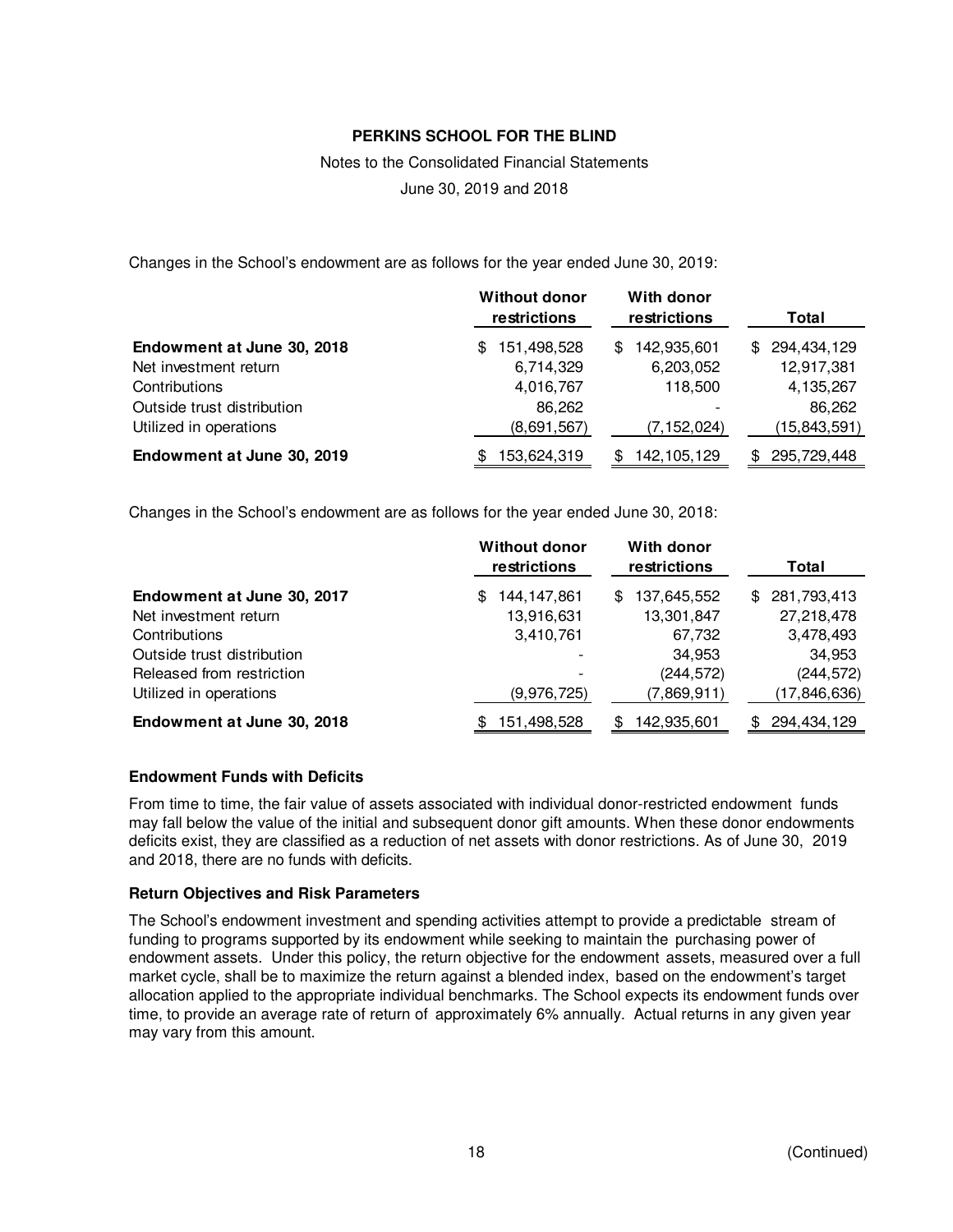# PERKINS SCHOOL FOR THE BLIND

Notes to the Consolidated Financial Statements

June 30, 2019 and 2018

Changes in the School's endowment are as follows for the year ended June 30, 2019:

| | Without donor restrictions | With donor restrictions | Total |
|---|---|---|---|
| **Endowment at June 30, 2018** | $ 151,498,528 | $ 142,935,601 | $ 294,434,129 |
| Net investment return | 6,714,329 | 6,203,052 | 12,917,381 |
| Contributions | 4,016,767 | 118,500 | 4,135,267 |
| Outside trust distribution | 86,262 | - | 86,262 |
| Utilized in operations | (8,691,567) | (7,152,024) | (15,843,591) |
| **Endowment at June 30, 2019** | $ 153,624,319 | $ 142,105,129 | $ 295,729,448 |

Changes in the School's endowment are as follows for the year ended June 30, 2018:

| | Without donor restrictions | With donor restrictions | Total |
|---|---|---|---|
| **Endowment at June 30, 2017** | $ 144,147,861 | $ 137,645,552 | $ 281,793,413 |
| Net investment return | 13,916,631 | 13,301,847 | 27,218,478 |
| Contributions | 3,410,761 | 67,732 | 3,478,493 |
| Outside trust distribution | - | 34,953 | 34,953 |
| Released from restriction | - | (244,572) | (244,572) |
| Utilized in operations | (9,976,725) | (7,869,911) | (17,846,636) |
| **Endowment at June 30, 2018** | $ 151,498,528 | $ 142,935,601 | $ 294,434,129 |

### Endowment Funds with Deficits

From time to time, the fair value of assets associated with individual donor-restricted endowment funds may fall below the value of the initial and subsequent donor gift amounts. When these donor endowments deficits exist, they are classified as a reduction of net assets with donor restrictions. As of June 30, 2019 and 2018, there are no funds with deficits.

### Return Objectives and Risk Parameters

The School's endowment investment and spending activities attempt to provide a predictable stream of funding to programs supported by its endowment while seeking to maintain the purchasing power of endowment assets. Under this policy, the return objective for the endowment assets, measured over a full market cycle, shall be to maximize the return against a blended index, based on the endowment's target allocation applied to the appropriate individual benchmarks. The School expects its endowment funds over time, to provide an average rate of return of approximately 6% annually. Actual returns in any given year may vary from this amount.

(Continued)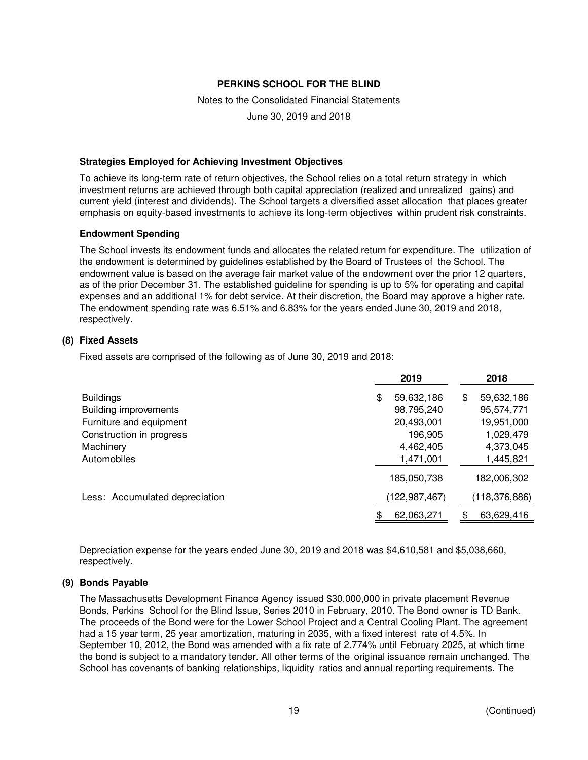**PERKINS SCHOOL FOR THE BLIND**

Notes to the Consolidated Financial Statements

June 30, 2019 and 2018

### Strategies Employed for Achieving Investment Objectives

To achieve its long-term rate of return objectives, the School relies on a total return strategy in which investment returns are achieved through both capital appreciation (realized and unrealized gains) and current yield (interest and dividends). The School targets a diversified asset allocation that places greater emphasis on equity-based investments to achieve its long-term objectives within prudent risk constraints.

### Endowment Spending

The School invests its endowment funds and allocates the related return for expenditure. The utilization of the endowment is determined by guidelines established by the Board of Trustees of the School. The endowment value is based on the average fair market value of the endowment over the prior 12 quarters, as of the prior December 31. The established guideline for spending is up to 5% for operating and capital expenses and an additional 1% for debt service. At their discretion, the Board may approve a higher rate. The endowment spending rate was 6.51% and 6.83% for the years ended June 30, 2019 and 2018, respectively.

## (8) Fixed Assets

Fixed assets are comprised of the following as of June 30, 2019 and 2018:

| | 2019 | 2018 |
|---|---|---|
| Buildings | $ 59,632,186 | $ 59,632,186 |
| Building improvements | 98,795,240 | 95,574,771 |
| Furniture and equipment | 20,493,001 | 19,951,000 |
| Construction in progress | 196,905 | 1,029,479 |
| Machinery | 4,462,405 | 4,373,045 |
| Automobiles | 1,471,001 | 1,445,821 |
| | 185,050,738 | 182,006,302 |
| Less: Accumulated depreciation | (122,987,467) | (118,376,886) |
| | $ 62,063,271 | $ 63,629,416 |

Depreciation expense for the years ended June 30, 2019 and 2018 was $4,610,581 and $5,038,660, respectively.

## (9) Bonds Payable

The Massachusetts Development Finance Agency issued $30,000,000 in private placement Revenue Bonds, Perkins School for the Blind Issue, Series 2010 in February, 2010. The Bond owner is TD Bank. The proceeds of the Bond were for the Lower School Project and a Central Cooling Plant. The agreement had a 15 year term, 25 year amortization, maturing in 2035, with a fixed interest rate of 4.5%. In September 10, 2012, the Bond was amended with a fix rate of 2.774% until February 2025, at which time the bond is subject to a mandatory tender. All other terms of the original issuance remain unchanged. The School has covenants of banking relationships, liquidity ratios and annual reporting requirements. The

(Continued)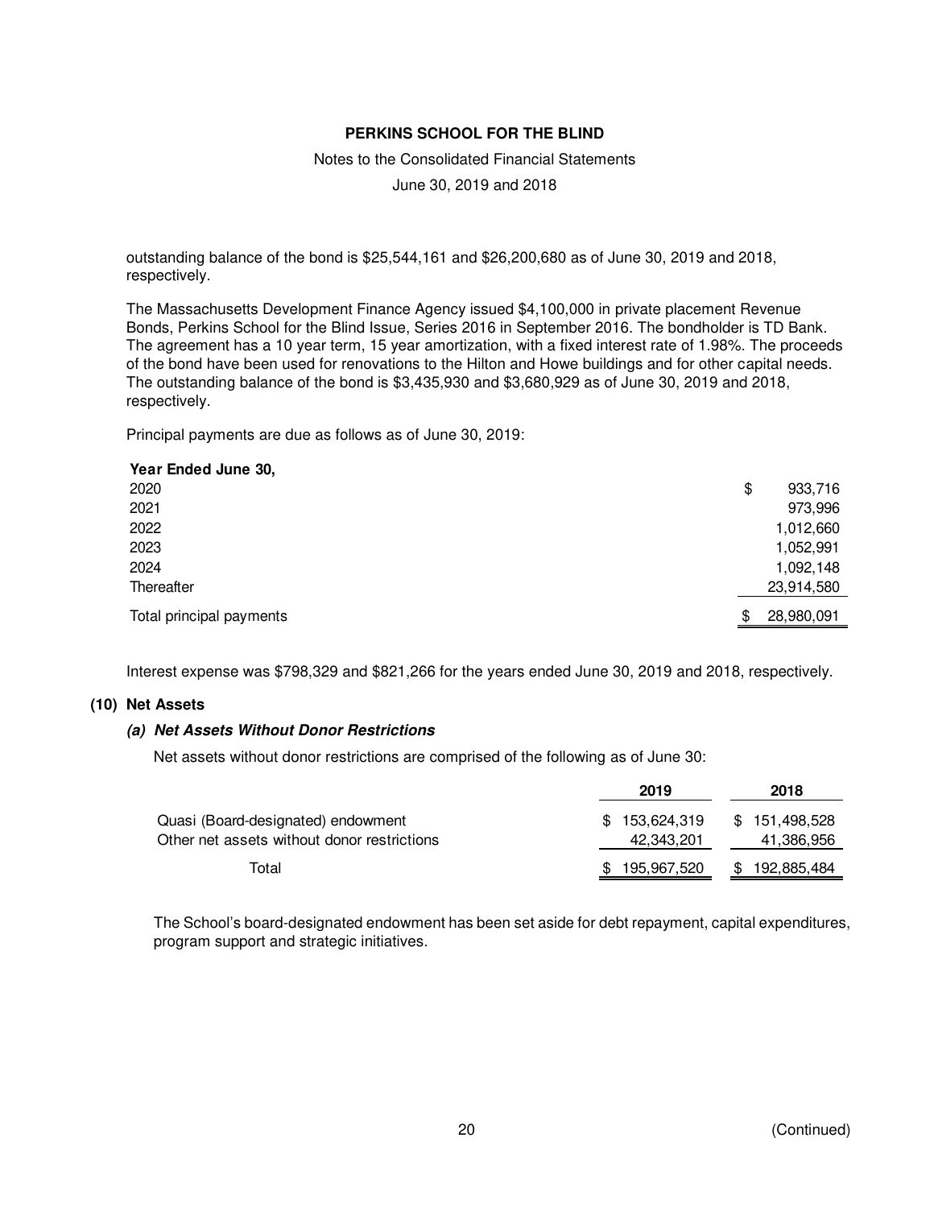outstanding balance of the bond is $25,544,161 and $26,200,680 as of June 30, 2019 and 2018, respectively.

The Massachusetts Development Finance Agency issued $4,100,000 in private placement Revenue Bonds, Perkins School for the Blind Issue, Series 2016 in September 2016. The bondholder is TD Bank. The agreement has a 10 year term, 15 year amortization, with a fixed interest rate of 1.98%. The proceeds of the bond have been used for renovations to the Hilton and Howe buildings and for other capital needs. The outstanding balance of the bond is $3,435,930 and $3,680,929 as of June 30, 2019 and 2018, respectively.

Principal payments are due as follows as of June 30, 2019:

| Year Ended June 30, | |
|---|---|
| 2020 | $ 933,716 |
| 2021 | 973,996 |
| 2022 | 1,012,660 |
| 2023 | 1,052,991 |
| 2024 | 1,092,148 |
| Thereafter | 23,914,580 |
| Total principal payments | $ 28,980,091 |

Interest expense was $798,329 and $821,266 for the years ended June 30, 2019 and 2018, respectively.

## (10) Net Assets

### *(a) Net Assets Without Donor Restrictions*

Net assets without donor restrictions are comprised of the following as of June 30:

| | 2019 | 2018 |
|---|---|---|
| Quasi (Board-designated) endowment | $ 153,624,319 | $ 151,498,528 |
| Other net assets without donor restrictions | 42,343,201 | 41,386,956 |
| Total | $ 195,967,520 | $ 192,885,484 |

The School's board-designated endowment has been set aside for debt repayment, capital expenditures, program support and strategic initiatives.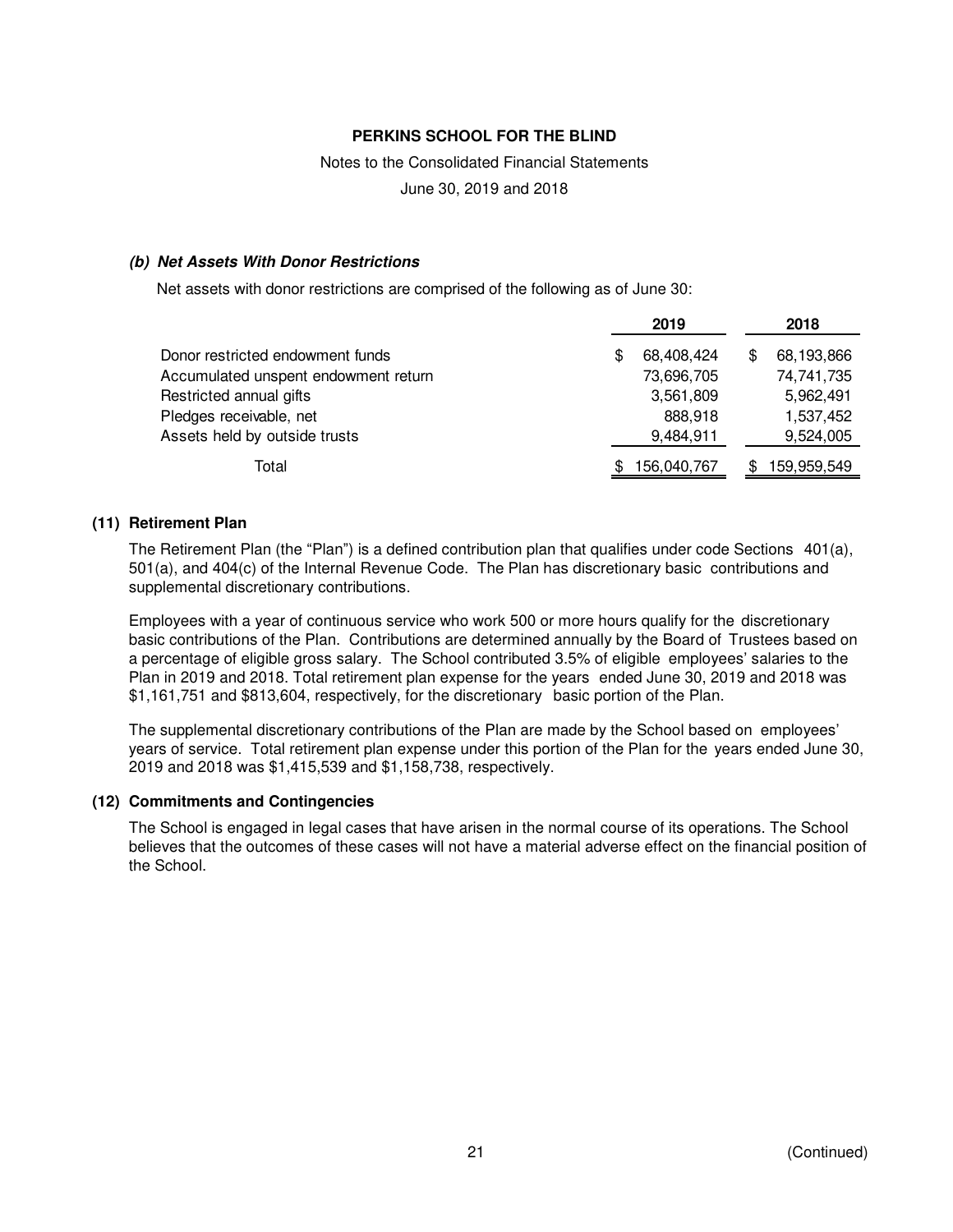**PERKINS SCHOOL FOR THE BLIND**

Notes to the Consolidated Financial Statements

June 30, 2019 and 2018

***(b) Net Assets With Donor Restrictions***

Net assets with donor restrictions are comprised of the following as of June 30:

| | 2019 | 2018 |
|---|---|---|
| Donor restricted endowment funds | $ 68,408,424 | $ 68,193,866 |
| Accumulated unspent endowment return | 73,696,705 | 74,741,735 |
| Restricted annual gifts | 3,561,809 | 5,962,491 |
| Pledges receivable, net | 888,918 | 1,537,452 |
| Assets held by outside trusts | 9,484,911 | 9,524,005 |
| Total | $ 156,040,767 | $ 159,959,549 |

## (11) Retirement Plan

The Retirement Plan (the "Plan") is a defined contribution plan that qualifies under code Sections 401(a), 501(a), and 404(c) of the Internal Revenue Code. The Plan has discretionary basic contributions and supplemental discretionary contributions.

Employees with a year of continuous service who work 500 or more hours qualify for the discretionary basic contributions of the Plan. Contributions are determined annually by the Board of Trustees based on a percentage of eligible gross salary. The School contributed 3.5% of eligible employees' salaries to the Plan in 2019 and 2018. Total retirement plan expense for the years ended June 30, 2019 and 2018 was $1,161,751 and $813,604, respectively, for the discretionary basic portion of the Plan.

The supplemental discretionary contributions of the Plan are made by the School based on employees' years of service. Total retirement plan expense under this portion of the Plan for the years ended June 30, 2019 and 2018 was $1,415,539 and $1,158,738, respectively.

## (12) Commitments and Contingencies

The School is engaged in legal cases that have arisen in the normal course of its operations. The School believes that the outcomes of these cases will not have a material adverse effect on the financial position of the School.

(Continued)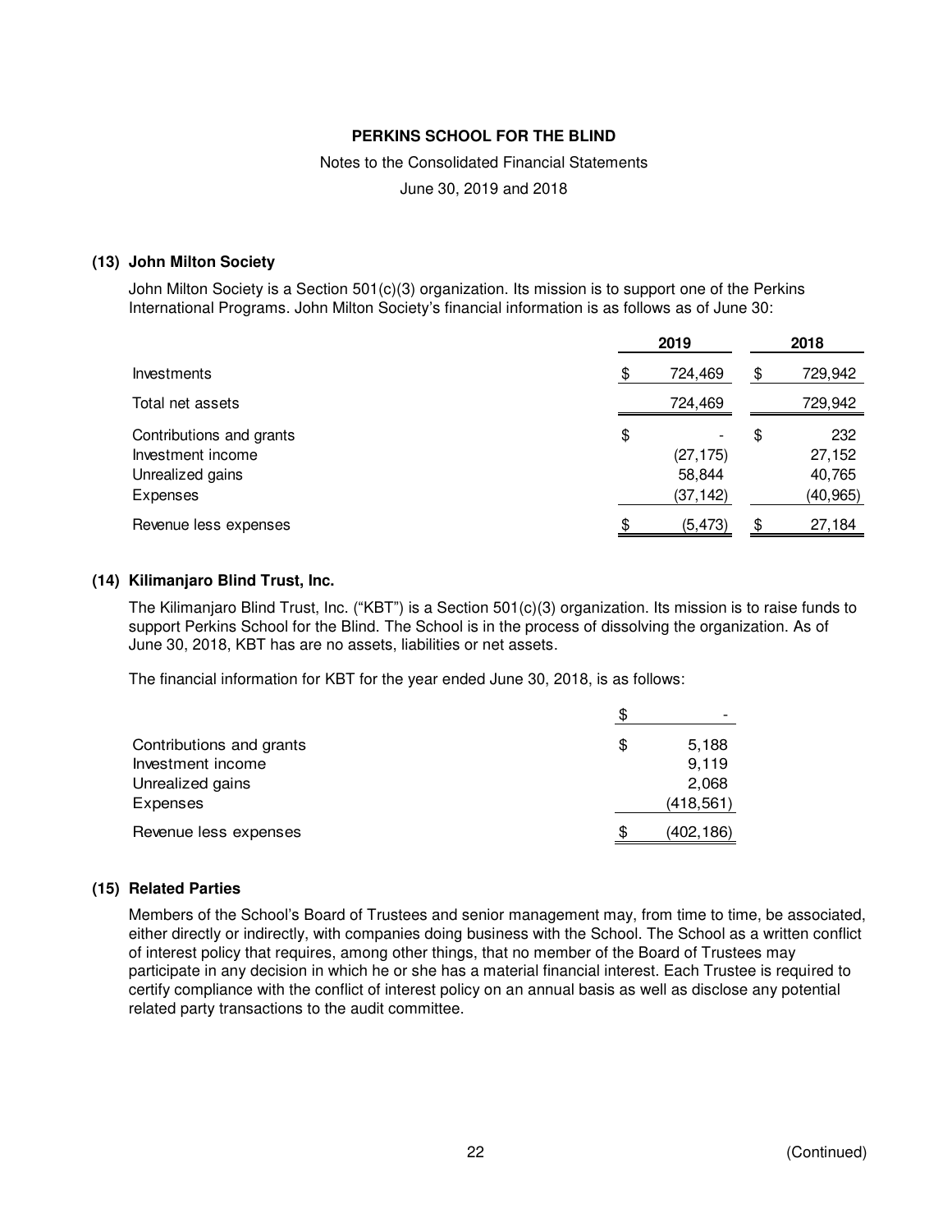**PERKINS SCHOOL FOR THE BLIND**

Notes to the Consolidated Financial Statements

June 30, 2019 and 2018

### (13) John Milton Society

John Milton Society is a Section 501(c)(3) organization. Its mission is to support one of the Perkins International Programs. John Milton Society's financial information is as follows as of June 30:

| | 2019 | 2018 |
|---|---|---|
| Investments | $ 724,469 | $ 729,942 |
| Total net assets | 724,469 | 729,942 |
| Contributions and grants | $ - | $ 232 |
| Investment income | (27,175) | 27,152 |
| Unrealized gains | 58,844 | 40,765 |
| Expenses | (37,142) | (40,965) |
| Revenue less expenses | $ (5,473) | $ 27,184 |

### (14) Kilimanjaro Blind Trust, Inc.

The Kilimanjaro Blind Trust, Inc. ("KBT") is a Section 501(c)(3) organization. Its mission is to raise funds to support Perkins School for the Blind. The School is in the process of dissolving the organization. As of June 30, 2018, KBT has are no assets, liabilities or net assets.

The financial information for KBT for the year ended June 30, 2018, is as follows:

| | |
|---|---|
| | $ - |
| Contributions and grants | $ 5,188 |
| Investment income | 9,119 |
| Unrealized gains | 2,068 |
| Expenses | (418,561) |
| Revenue less expenses | $ (402,186) |

### (15) Related Parties

Members of the School's Board of Trustees and senior management may, from time to time, be associated, either directly or indirectly, with companies doing business with the School. The School as a written conflict of interest policy that requires, among other things, that no member of the Board of Trustees may participate in any decision in which he or she has a material financial interest. Each Trustee is required to certify compliance with the conflict of interest policy on an annual basis as well as disclose any potential related party transactions to the audit committee.

(Continued)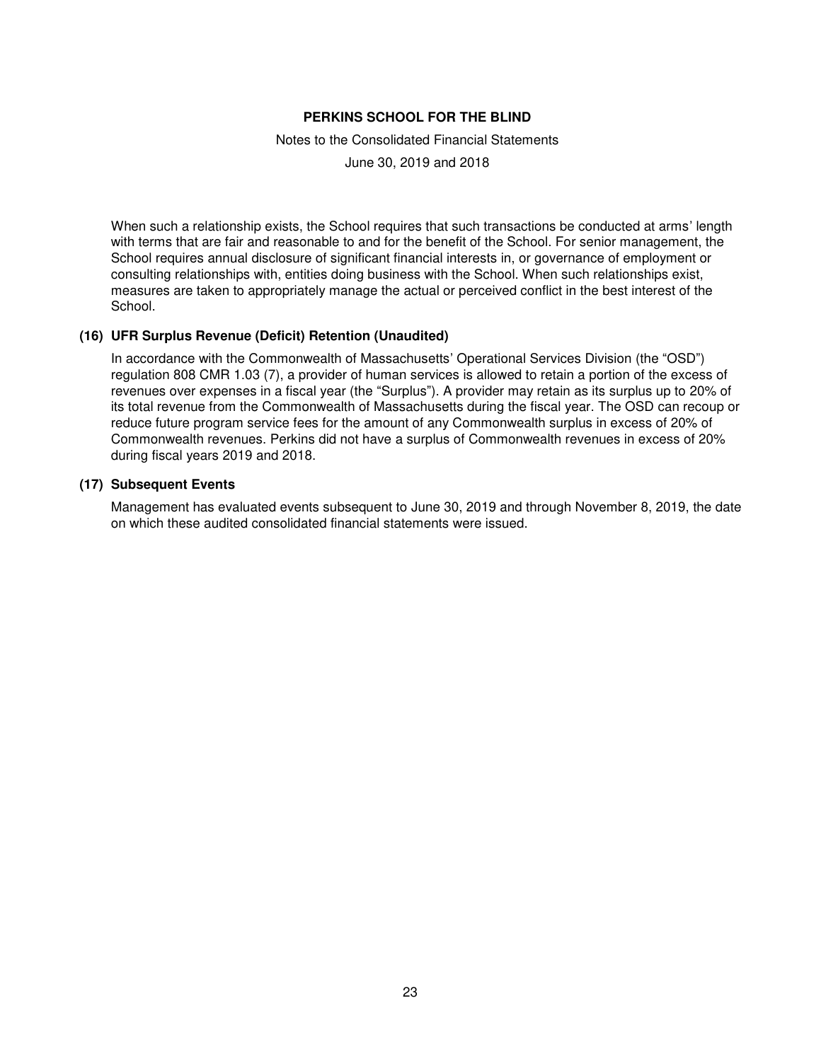When such a relationship exists, the School requires that such transactions be conducted at arms' length with terms that are fair and reasonable to and for the benefit of the School. For senior management, the School requires annual disclosure of significant financial interests in, or governance of employment or consulting relationships with, entities doing business with the School. When such relationships exist, measures are taken to appropriately manage the actual or perceived conflict in the best interest of the School.

### (16) UFR Surplus Revenue (Deficit) Retention (Unaudited)

In accordance with the Commonwealth of Massachusetts' Operational Services Division (the "OSD") regulation 808 CMR 1.03 (7), a provider of human services is allowed to retain a portion of the excess of revenues over expenses in a fiscal year (the "Surplus"). A provider may retain as its surplus up to 20% of its total revenue from the Commonwealth of Massachusetts during the fiscal year. The OSD can recoup or reduce future program service fees for the amount of any Commonwealth surplus in excess of 20% of Commonwealth revenues. Perkins did not have a surplus of Commonwealth revenues in excess of 20% during fiscal years 2019 and 2018.

### (17) Subsequent Events

Management has evaluated events subsequent to June 30, 2019 and through November 8, 2019, the date on which these audited consolidated financial statements were issued.